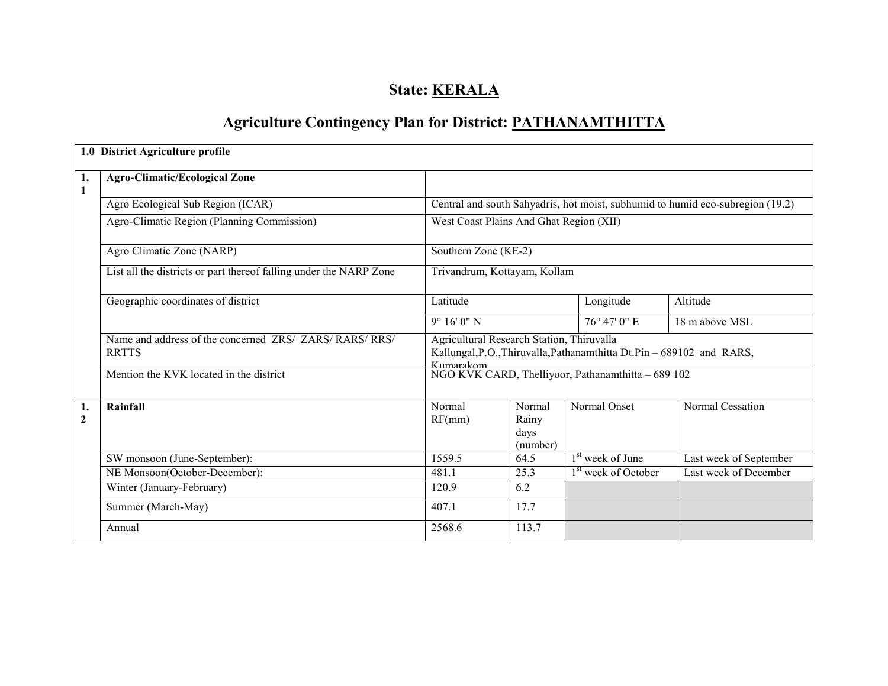# State: KERALA

## Agriculture Contingency Plan for District: PATHANAMTHITTA

| 1.0 District Agriculture profile | | | | | | |
|---|---|---|---|---|---|---|
| 1.1 | Agro-Climatic/Ecological Zone | | | | | |
| | Agro Ecological Sub Region (ICAR) | Central and south Sahyadris, hot moist, subhumid to humid eco-subregion (19.2) | | | | |
| | Agro-Climatic Region (Planning Commission) | West Coast Plains And Ghat Region (XII) | | | | |
| | Agro Climatic Zone (NARP) | Southern Zone (KE-2) | | | | |
| | List all the districts or part thereof falling under the NARP Zone | Trivandrum, Kottayam, Kollam | | | | |
| | Geographic coordinates of district | Latitude | | Longitude | Altitude | |
| | | 9° 16' 0" N | | 76° 47' 0" E | 18 m above MSL | |
| | Name and address of the concerned ZRS/ ZARS/ RARS/ RRS/ RRTTS | Agricultural Research Station, Thiruvalla Kallungal,P.O.,Thiruvalla,Pathanamthitta Dt.Pin – 689102 and RARS, Kumarakom | | | | |
| | Mention the KVK located in the district | NGO KVK CARD, Thelliyoor, Pathanamthitta – 689 102 | | | | |
| 1.2 | Rainfall | Normal RF(mm) | Normal Rainy days (number) | Normal Onset | Normal Cessation | |
| | SW monsoon (June-September): | 1559.5 | 64.5 | 1st week of June | Last week of September | |
| | NE Monsoon(October-December): | 481.1 | 25.3 | 1st week of October | Last week of December | |
| | Winter (January-February) | 120.9 | 6.2 | | | |
| | Summer (March-May) | 407.1 | 17.7 | | | |
| | Annual | 2568.6 | 113.7 | | | |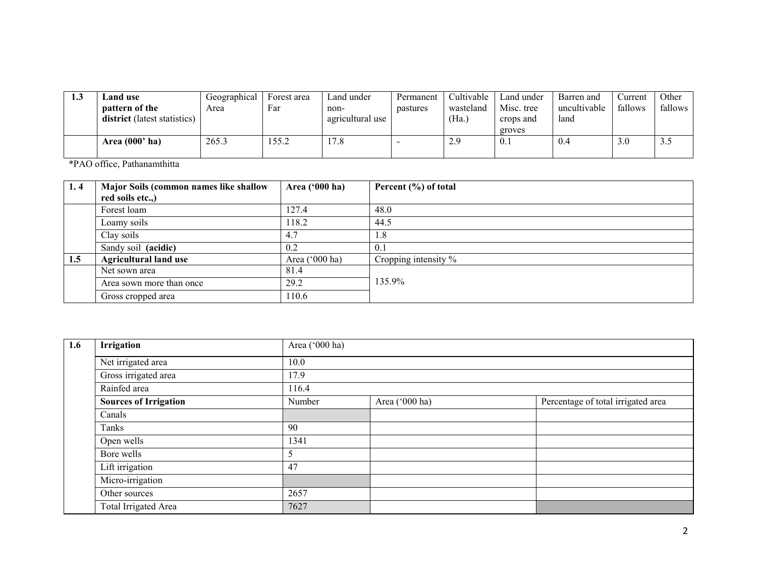| 1.3 | Land use pattern of the district (latest statistics) | Geographical Area | Forest area Far | Land under non-agricultural use | Permanent pastures | Cultivable wasteland (Ha.) | Land under Misc. tree crops and groves | Barren and uncultivable land | Current fallows | Other fallows |
|---|---|---|---|---|---|---|---|---|---|---|
| | **Area (000' ha)** | 265.3 | 155.2 | 17.8 | - | 2.9 | 0.1 | 0.4 | 3.0 | 3.5 |

*PAO office, Pathanamthitta

| 1. 4 | Major Soils (common names like shallow red soils etc.,) | Area ('000 ha) | Percent (%) of total |
|---|---|---|---|
| | Forest loam | 127.4 | 48.0 |
| | Loamy soils | 118.2 | 44.5 |
| | Clay soils | 4.7 | 1.8 |
| | Sandy soil **(acidic)** | 0.2 | 0.1 |
| **1.5** | **Agricultural land use** | Area ('000 ha) | Cropping intensity % |
| | Net sown area | 81.4 | 135.9% |
| | Area sown more than once | 29.2 | |
| | Gross cropped area | 110.6 | |

| 1.6 | Irrigation | Area ('000 ha) | | |
|---|---|---|---|---|
| | Net irrigated area | 10.0 | | |
| | Gross irrigated area | 17.9 | | |
| | Rainfed area | 116.4 | | |
| | **Sources of Irrigation** | Number | Area ('000 ha) | Percentage of total irrigated area |
| | Canals | | | |
| | Tanks | 90 | | |
| | Open wells | 1341 | | |
| | Bore wells | 5 | | |
| | Lift irrigation | 47 | | |
| | Micro-irrigation | | | |
| | Other sources | 2657 | | |
| | Total Irrigated Area | 7627 | | |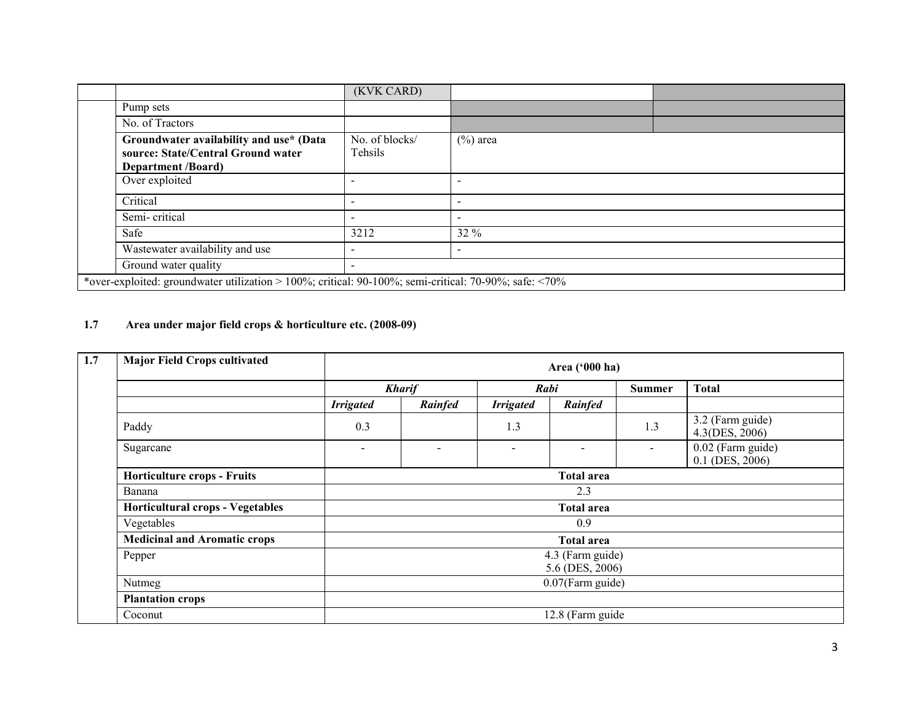| | | (KVK CARD) | | |
|---|---|---|---|---|
| | Pump sets | | | |
| | No. of Tractors | | | |
| | **Groundwater availability and use* (Data source: State/Central Ground water Department /Board)** | No. of blocks/ Tehsils | (%) area | |
| | Over exploited | - | - | |
| | Critical | - | - | |
| | Semi- critical | - | - | |
| | Safe | 3212 | 32 % | |
| | Wastewater availability and use | - | - | |
| | Ground water quality | - | | |
| *over-exploited: groundwater utilization > 100%; critical: 90-100%; semi-critical: 70-90%; safe: <70% | | | | |

**1.7 Area under major field crops & horticulture etc. (2008-09)**

| 1.7 | Major Field Crops cultivated | Area ('000 ha) | | | | | |
|---|---|---|---|---|---|---|---|
| | | *Kharif* | | *Rabi* | | Summer | Total |
| | | *Irrigated* | *Rainfed* | *Irrigated* | *Rainfed* | | |
| | Paddy | 0.3 | | 1.3 | | 1.3 | 3.2 (Farm guide) 4.3(DES, 2006) |
| | Sugarcane | - | - | - | - | - | 0.02 (Farm guide) 0.1 (DES, 2006) |
| | **Horticulture crops - Fruits** | **Total area** | | | | | |
| | Banana | 2.3 | | | | | |
| | **Horticultural crops - Vegetables** | **Total area** | | | | | |
| | Vegetables | 0.9 | | | | | |
| | **Medicinal and Aromatic crops** | **Total area** | | | | | |
| | Pepper | 4.3 (Farm guide) 5.6 (DES, 2006) | | | | | |
| | Nutmeg | 0.07(Farm guide) | | | | | |
| | **Plantation crops** | | | | | | |
| | Coconut | 12.8 (Farm guide | | | | | |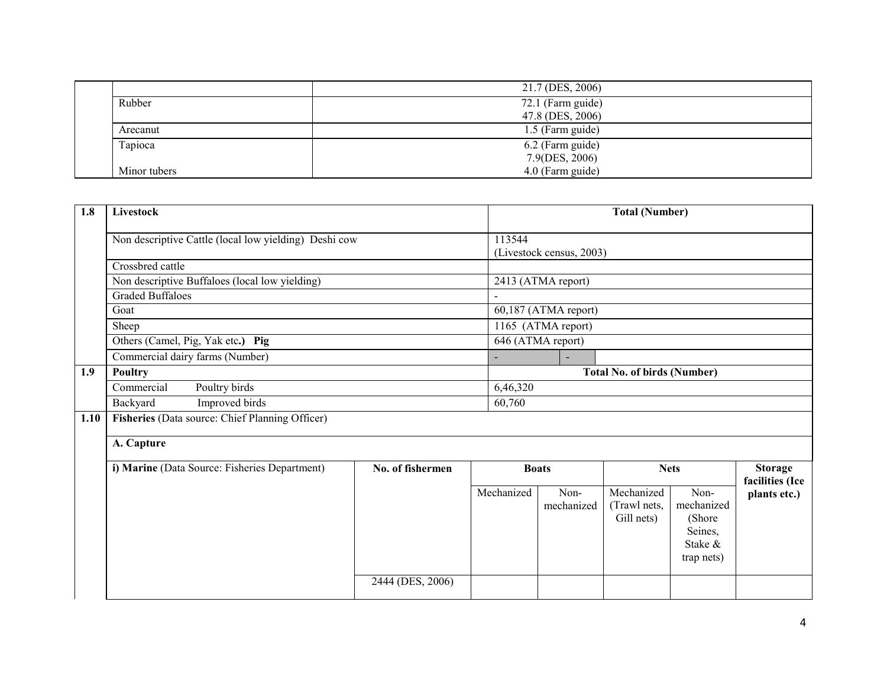| | | |
|---|---|---|
| | | 21.7 (DES, 2006) |
| | Rubber | 72.1 (Farm guide)<br>47.8 (DES, 2006) |
| | Arecanut | 1.5 (Farm guide) |
| | Tapioca<br><br>Minor tubers | 6.2 (Farm guide)<br>7.9(DES, 2006)<br>4.0 (Farm guide) |

| 1.8 | **Livestock** | **Total (Number)** | |
|---|---|---|---|
| | Non descriptive Cattle (local low yielding) Deshi cow | 113544<br>(Livestock census, 2003) | |
| | Crossbred cattle | | |
| | Non descriptive Buffaloes (local low yielding) | 2413 (ATMA report) | |
| | Graded Buffaloes | - | |
| | Goat | 60,187 (ATMA report) | |
| | Sheep | 1165 (ATMA report) | |
| | Others (Camel, Pig, Yak etc**.) Pig** | 646 (ATMA report) | |
| | Commercial dairy farms (Number) | - | - |
| **1.9** | **Poultry** | **Total No. of birds (Number)** | |
| | Commercial Poultry birds | 6,46,320 | |
| | Backyard Improved birds | 60,760 | |

**1.10 Fisheries** (Data source: Chief Planning Officer)

**A. Capture**

| **i) Marine** (Data Source: Fisheries Department) | **No. of fishermen** | **Boats** | | **Nets** | | **Storage facilities (Ice plants etc.)** |
|---|---|---|---|---|---|---|
| | | Mechanized | Non-mechanized | Mechanized (Trawl nets, Gill nets) | Non-mechanized (Shore Seines, Stake & trap nets) | |
| | 2444 (DES, 2006) | | | | | |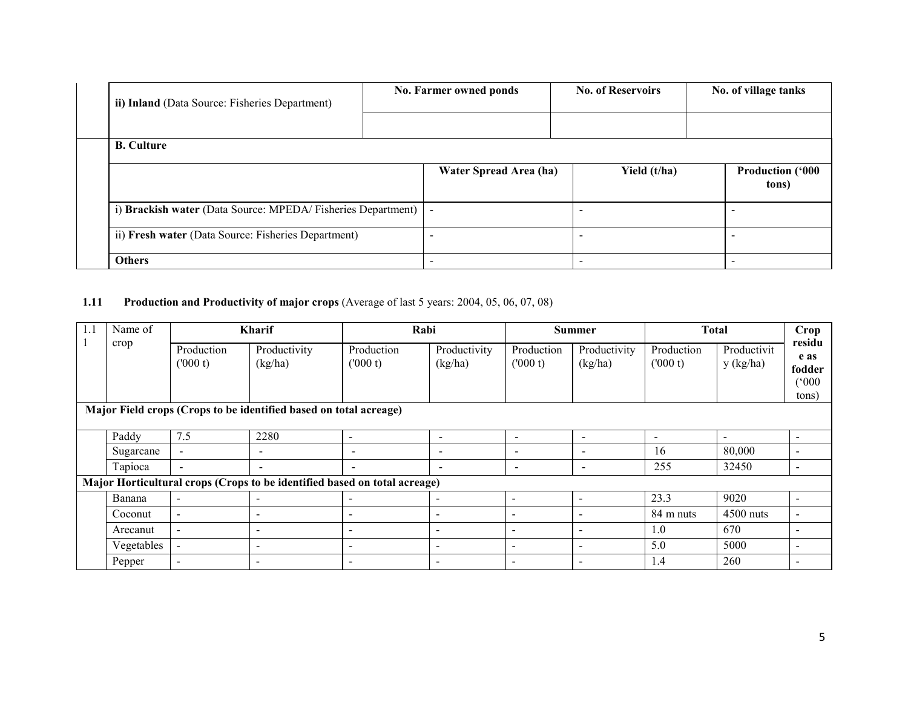| ii) **Inland** (Data Source: Fisheries Department) | No. Farmer owned ponds | No. of Reservoirs | No. of village tanks |
|---|---|---|---|
| | | | |

**B. Culture**

| | Water Spread Area (ha) | Yield (t/ha) | Production ('000 tons) |
|---|---|---|---|
| i) **Brackish water** (Data Source: MPEDA/ Fisheries Department) | - | - | - |
| ii) **Fresh water** (Data Source: Fisheries Department) | - | - | - |
| **Others** | - | - | - |

### 1.11 Production and Productivity of major crops (Average of last 5 years: 2004, 05, 06, 07, 08)

| 1.11 | Name of crop | Kharif | | Rabi | | Summer | | Total | | Crop residue as fodder ('000 tons) |
|---|---|---|---|---|---|---|---|---|---|---|
| | | Production ('000 t) | Productivity (kg/ha) | Production ('000 t) | Productivity (kg/ha) | Production ('000 t) | Productivity (kg/ha) | Production ('000 t) | Productivity (kg/ha) | |
| **Major Field crops (Crops to be identified based on total acreage)** | | | | | | | | | | |
| | Paddy | 7.5 | 2280 | - | - | - | - | - | - | - |
| | Sugarcane | - | - | - | - | - | - | 16 | 80,000 | - |
| | Tapioca | - | - | - | - | - | - | 255 | 32450 | - |
| **Major Horticultural crops (Crops to be identified based on total acreage)** | | | | | | | | | | |
| | Banana | - | - | - | - | - | - | 23.3 | 9020 | - |
| | Coconut | - | - | - | - | - | - | 84 m nuts | 4500 nuts | - |
| | Arecanut | - | - | - | - | - | - | 1.0 | 670 | - |
| | Vegetables | - | - | - | - | - | - | 5.0 | 5000 | - |
| | Pepper | - | - | - | - | - | - | 1.4 | 260 | - |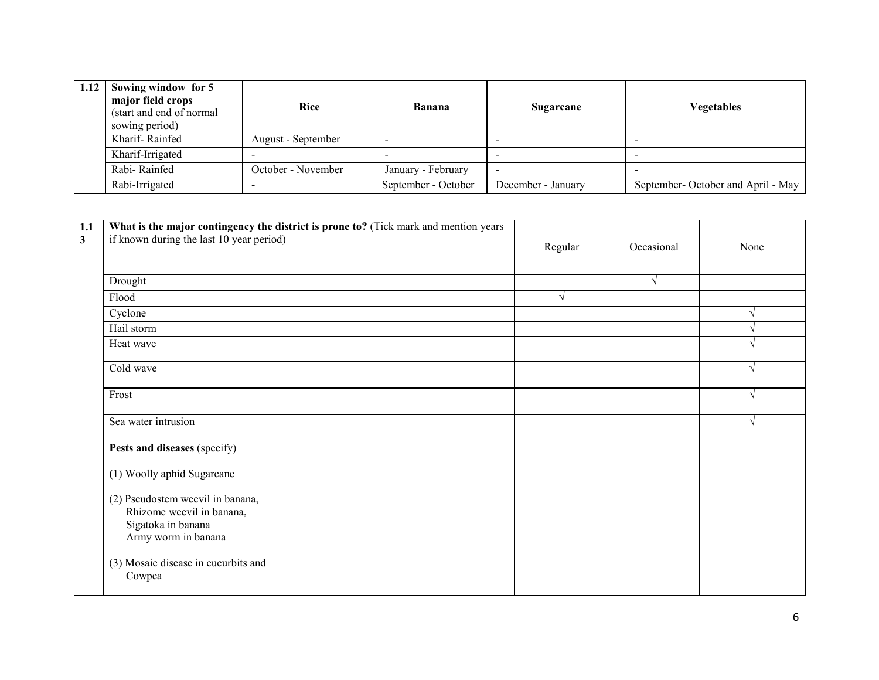| 1.12 | Sowing window for 5 major field crops (start and end of normal sowing period) | Rice | Banana | Sugarcane | Vegetables |
|---|---|---|---|---|---|
| | Kharif- Rainfed | August - September | - | - | - |
| | Kharif-Irrigated | - | - | - | - |
| | Rabi- Rainfed | October - November | January - February | - | - |
| | Rabi-Irrigated | - | September - October | December - January | September- October and April - May |

| 1.13 | **What is the major contingency the district is prone to?** (Tick mark and mention years if known during the last 10 year period) | Regular | Occasional | None |
|---|---|---|---|---|
| | Drought | | √ | |
| | Flood | √ | | |
| | Cyclone | | | √ |
| | Hail storm | | | √ |
| | Heat wave | | | √ |
| | Cold wave | | | √ |
| | Frost | | | √ |
| | Sea water intrusion | | | √ |
| | **Pests and diseases** (specify)<br><br>(1) Woolly aphid Sugarcane<br><br>(2) Pseudostem weevil in banana,<br>Rhizome weevil in banana,<br>Sigatoka in banana<br>Army worm in banana<br><br>(3) Mosaic disease in cucurbits and<br>Cowpea | | | |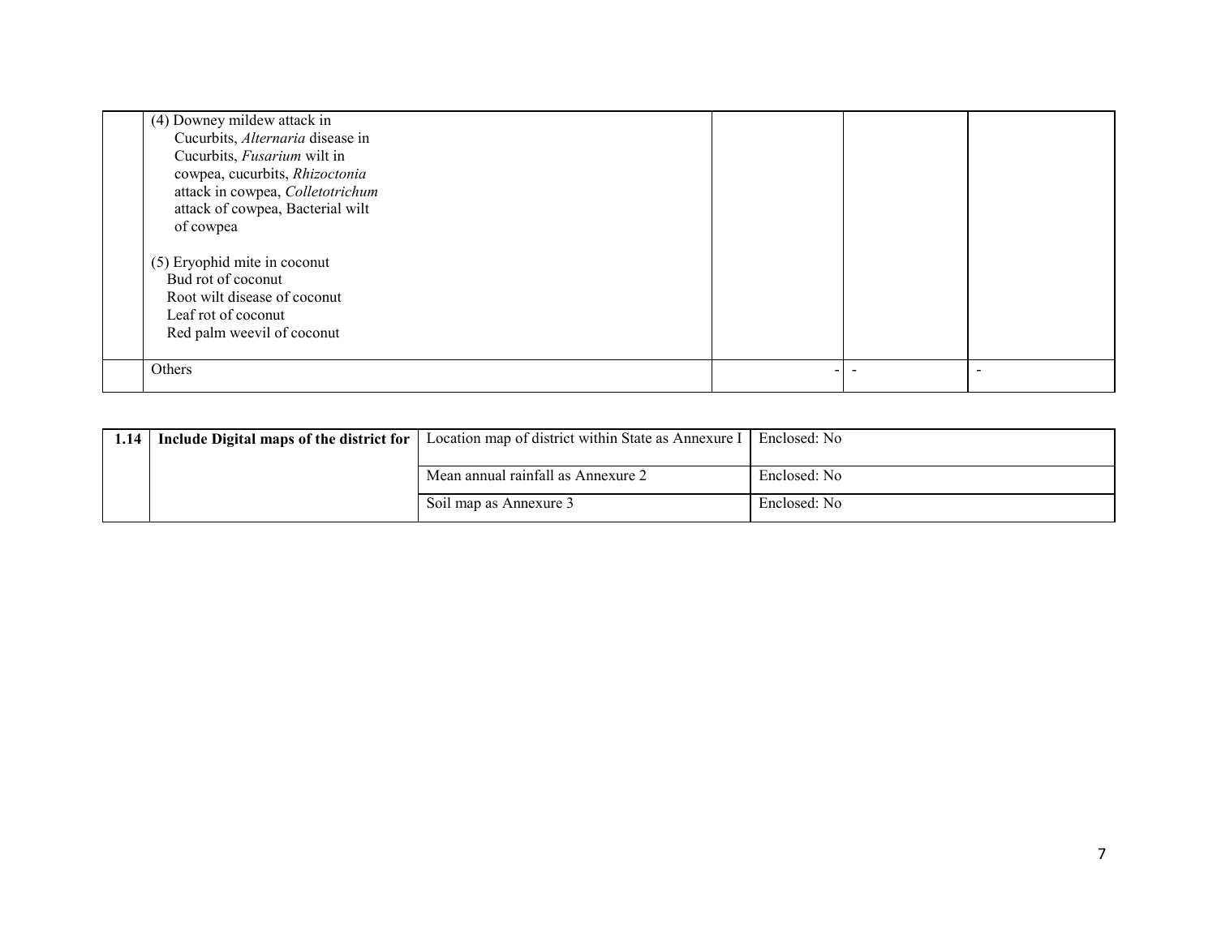|  |  |  |  |  |
|---|---|---|---|---|
|  | (4) Downey mildew attack in Cucurbits, *Alternaria* disease in Cucurbits, *Fusarium* wilt in cowpea, cucurbits, *Rhizoctonia* attack in cowpea, *Colletotrichum* attack of cowpea, Bacterial wilt of cowpea<br><br>(5) Eryophid mite in coconut<br>Bud rot of coconut<br>Root wilt disease of coconut<br>Leaf rot of coconut<br>Red palm weevil of coconut |  |  |  |
|  | Others | - | - | - |

| 1.14 | **Include Digital maps of the district for** | Location map of district within State as Annexure I | Enclosed: No |
|---|---|---|---|
|  |  | Mean annual rainfall as Annexure 2 | Enclosed: No |
|  |  | Soil map as Annexure 3 | Enclosed: No |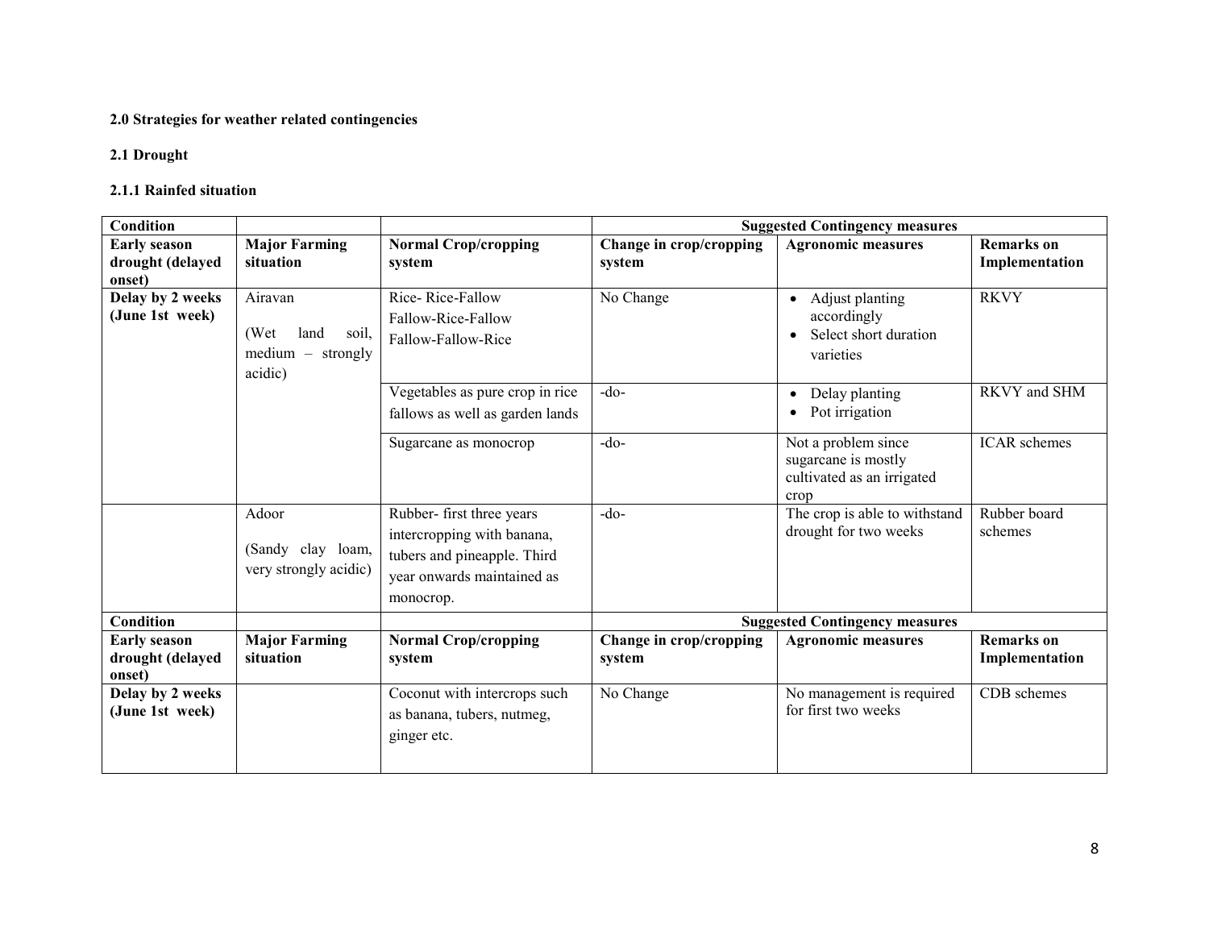**2.0 Strategies for weather related contingencies**

**2.1 Drought**

**2.1.1 Rainfed situation**

| **Condition** | | | **Suggested Contingency measures** | | |
|---|---|---|---|---|---|
| **Early season drought (delayed onset)** | **Major Farming situation** | **Normal Crop/cropping system** | **Change in crop/cropping system** | **Agronomic measures** | **Remarks on Implementation** |
| **Delay by 2 weeks (June 1st week)** | Airavan (Wet land soil, medium – strongly acidic) | Rice- Rice-Fallow<br>Fallow-Rice-Fallow<br>Fallow-Fallow-Rice | No Change | • Adjust planting accordingly<br>• Select short duration varieties | RKVY |
| | | Vegetables as pure crop in rice fallows as well as garden lands | -do- | • Delay planting<br>• Pot irrigation | RKVY and SHM |
| | | Sugarcane as monocrop | -do- | Not a problem since sugarcane is mostly cultivated as an irrigated crop | ICAR schemes |
| | Adoor (Sandy clay loam, very strongly acidic) | Rubber- first three years intercropping with banana, tubers and pineapple. Third year onwards maintained as monocrop. | -do- | The crop is able to withstand drought for two weeks | Rubber board schemes |
| **Delay by 2 weeks (June 1st week)** | | Coconut with intercrops such as banana, tubers, nutmeg, ginger etc. | No Change | No management is required for first two weeks | CDB schemes |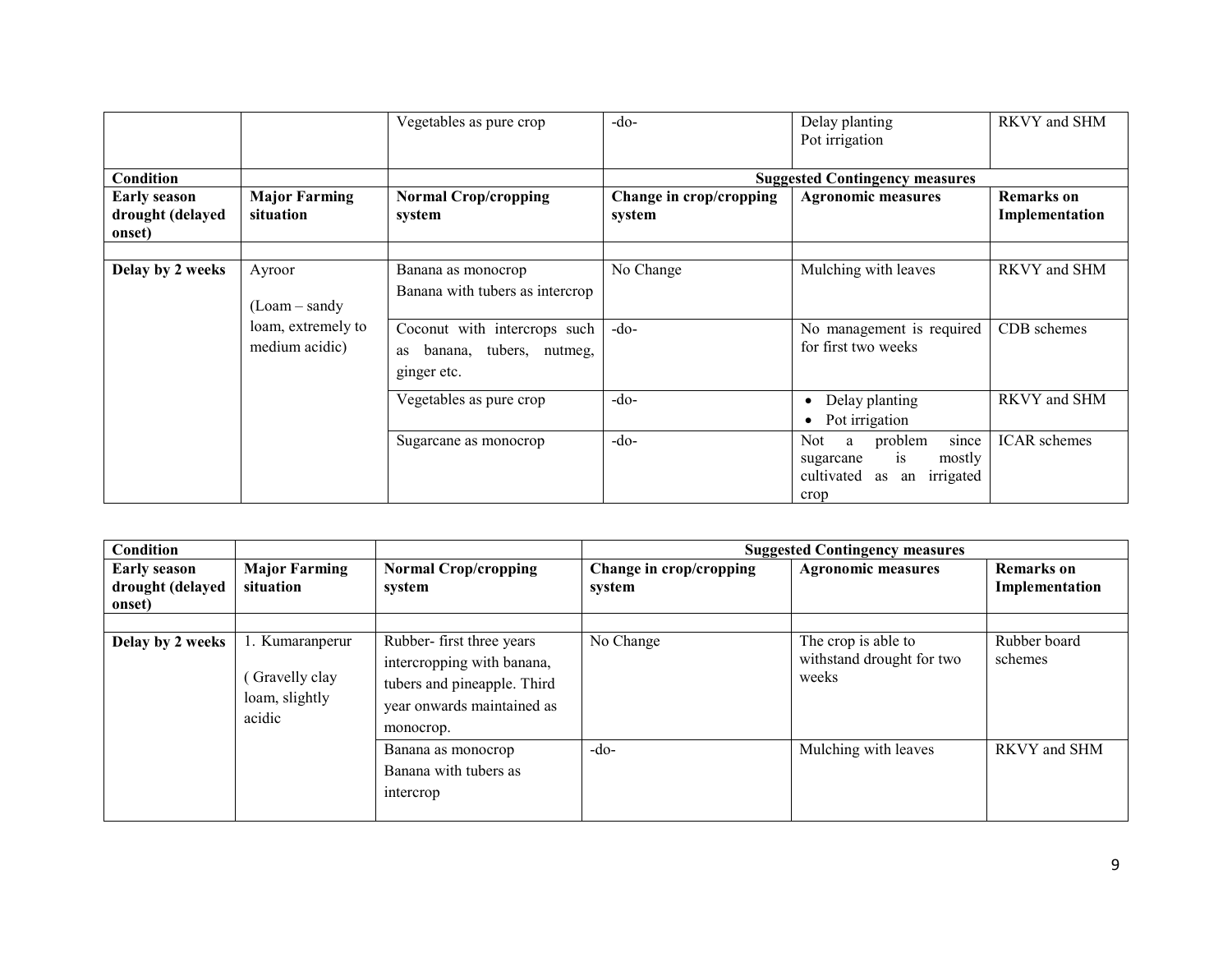| | | Vegetables as pure crop | -do- | Delay planting<br>Pot irrigation | RKVY and SHM |
|---|---|---|---|---|---|
| **Condition** | | | **Suggested Contingency measures** | | |
| **Early season drought (delayed onset)** | **Major Farming situation** | **Normal Crop/cropping system** | **Change in crop/cropping system** | **Agronomic measures** | **Remarks on Implementation** |
| | | | | | |
| **Delay by 2 weeks** | Ayroor<br>(Loam – sandy loam, extremely to medium acidic) | Banana as monocrop<br>Banana with tubers as intercrop | No Change | Mulching with leaves | RKVY and SHM |
| | | Coconut with intercrops such as banana, tubers, nutmeg, ginger etc. | -do- | No management is required for first two weeks | CDB schemes |
| | | Vegetables as pure crop | -do- | • Delay planting<br>• Pot irrigation | RKVY and SHM |
| | | Sugarcane as monocrop | -do- | Not a problem since sugarcane is mostly cultivated as an irrigated crop | ICAR schemes |

| **Condition** | | | **Suggested Contingency measures** | | |
|---|---|---|---|---|---|
| **Early season drought (delayed onset)** | **Major Farming situation** | **Normal Crop/cropping system** | **Change in crop/cropping system** | **Agronomic measures** | **Remarks on Implementation** |
| | | | | | |
| **Delay by 2 weeks** | 1. Kumaranperur<br>( Gravelly clay loam, slightly acidic | Rubber- first three years intercropping with banana, tubers and pineapple. Third year onwards maintained as monocrop. | No Change | The crop is able to withstand drought for two weeks | Rubber board schemes |
| | | Banana as monocrop<br>Banana with tubers as intercrop | -do- | Mulching with leaves | RKVY and SHM |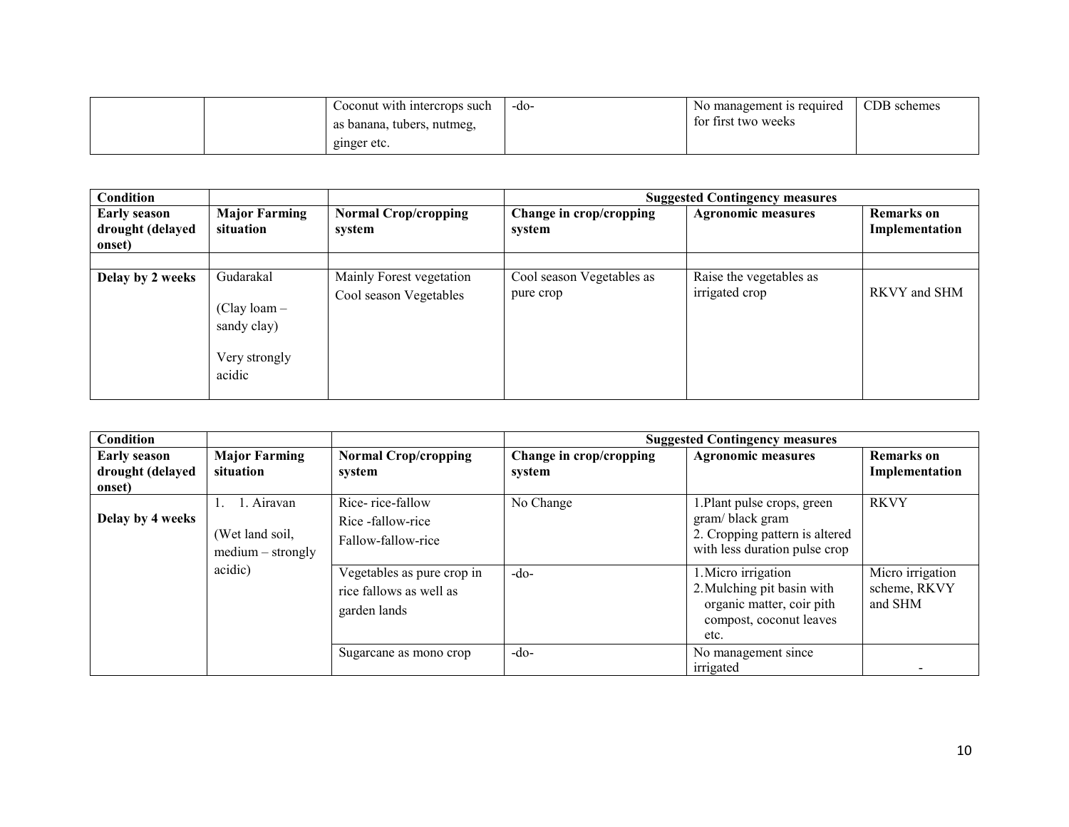| | | Coconut with intercrops such as banana, tubers, nutmeg, ginger etc. | -do- | No management is required for first two weeks | CDB schemes |
|---|---|---|---|---|---|

| Condition | | | Suggested Contingency measures | | |
|---|---|---|---|---|---|
| **Early season drought (delayed onset)** | **Major Farming situation** | **Normal Crop/cropping system** | **Change in crop/cropping system** | **Agronomic measures** | **Remarks on Implementation** |
| | | | | | |
| **Delay by 2 weeks** | Gudarakal<br><br>(Clay loam – sandy clay)<br><br>Very strongly acidic | Mainly Forest vegetation<br>Cool season Vegetables | Cool season Vegetables as pure crop | Raise the vegetables as irrigated crop | RKVY and SHM |

| Condition | | | Suggested Contingency measures | | |
|---|---|---|---|---|---|
| **Early season drought (delayed onset)** | **Major Farming situation** | **Normal Crop/cropping system** | **Change in crop/cropping system** | **Agronomic measures** | **Remarks on Implementation** |
| **Delay by 4 weeks** | 1. 1. Airavan<br><br>(Wet land soil, medium – strongly acidic) | Rice- rice-fallow<br>Rice -fallow-rice<br>Fallow-fallow-rice | No Change | 1.Plant pulse crops, green gram/ black gram<br>2. Cropping pattern is altered with less duration pulse crop | RKVY |
| | | Vegetables as pure crop in rice fallows as well as garden lands | -do- | 1.Micro irrigation<br>2.Mulching pit basin with organic matter, coir pith compost, coconut leaves etc. | Micro irrigation scheme, RKVY and SHM |
| | | Sugarcane as mono crop | -do- | No management since irrigated | - |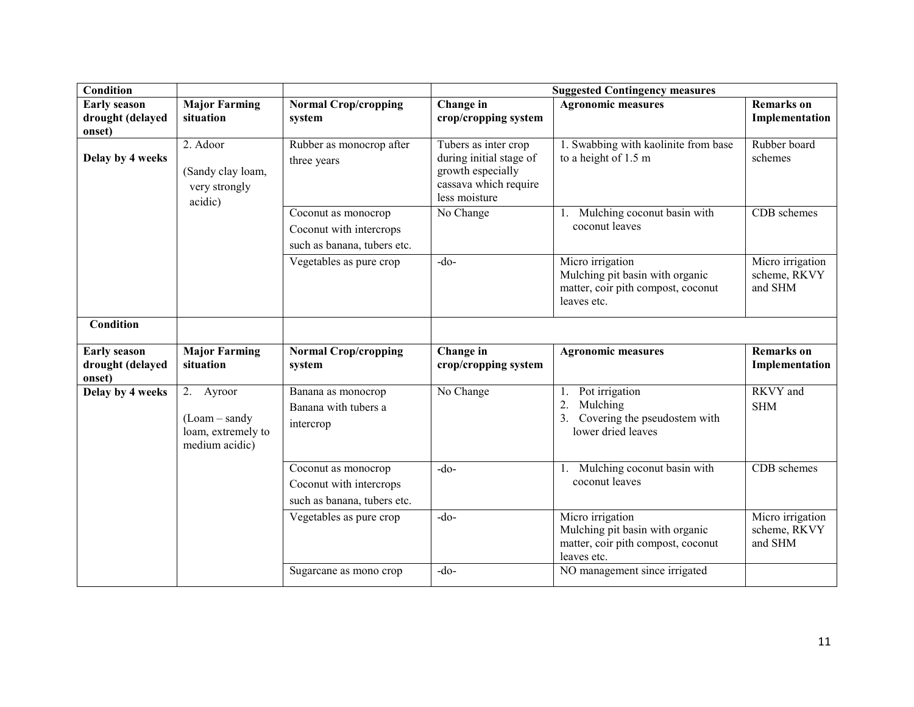| Condition | | | Suggested Contingency measures | | |
|---|---|---|---|---|---|
| **Early season drought (delayed onset)** | **Major Farming situation** | **Normal Crop/cropping system** | **Change in crop/cropping system** | **Agronomic measures** | **Remarks on Implementation** |
| **Delay by 4 weeks** | 2. Adoor (Sandy clay loam, very strongly acidic) | Rubber as monocrop after three years | Tubers as inter crop during initial stage of growth especially cassava which require less moisture | 1. Swabbing with kaolinite from base to a height of 1.5 m | Rubber board schemes |
| | | Coconut as monocrop Coconut with intercrops such as banana, tubers etc. | No Change | 1. Mulching coconut basin with coconut leaves | CDB schemes |
| | | Vegetables as pure crop | -do- | Micro irrigation Mulching pit basin with organic matter, coir pith compost, coconut leaves etc. | Micro irrigation scheme, RKVY and SHM |

| Condition | | | | | |
|---|---|---|---|---|---|
| **Early season drought (delayed onset)** | **Major Farming situation** | **Normal Crop/cropping system** | **Change in crop/cropping system** | **Agronomic measures** | **Remarks on Implementation** |
| **Delay by 4 weeks** | 2. Ayroor (Loam – sandy loam, extremely to medium acidic) | Banana as monocrop Banana with tubers a intercrop | No Change | 1. Pot irrigation 2. Mulching 3. Covering the pseudostem with lower dried leaves | RKVY and SHM |
| | | Coconut as monocrop Coconut with intercrops such as banana, tubers etc. | -do- | 1. Mulching coconut basin with coconut leaves | CDB schemes |
| | | Vegetables as pure crop | -do- | Micro irrigation Mulching pit basin with organic matter, coir pith compost, coconut leaves etc. | Micro irrigation scheme, RKVY and SHM |
| | | Sugarcane as mono crop | -do- | NO management since irrigated | |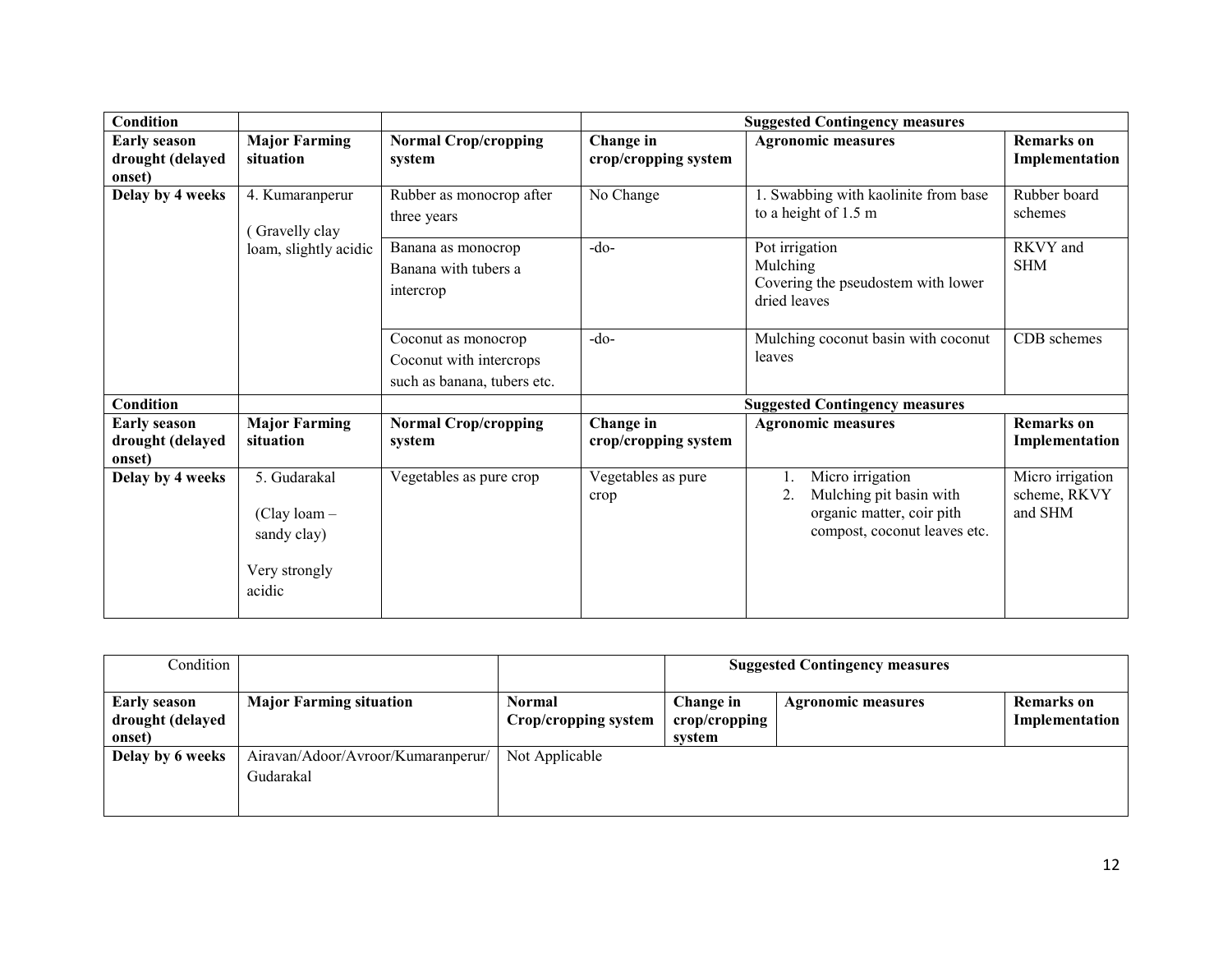| Condition | | | Suggested Contingency measures | | |
|---|---|---|---|---|---|
| **Early season drought (delayed onset)** | **Major Farming situation** | **Normal Crop/cropping system** | **Change in crop/cropping system** | **Agronomic measures** | **Remarks on Implementation** |
| **Delay by 4 weeks** | 4. Kumaranperur ( Gravelly clay loam, slightly acidic | Rubber as monocrop after three years | No Change | 1. Swabbing with kaolinite from base to a height of 1.5 m | Rubber board schemes |
| | | Banana as monocrop Banana with tubers a intercrop | -do- | Pot irrigation Mulching Covering the pseudostem with lower dried leaves | RKVY and SHM |
| | | Coconut as monocrop Coconut with intercrops such as banana, tubers etc. | -do- | Mulching coconut basin with coconut leaves | CDB schemes |

| Condition | | | Suggested Contingency measures | | |
|---|---|---|---|---|---|
| **Early season drought (delayed onset)** | **Major Farming situation** | **Normal Crop/cropping system** | **Change in crop/cropping system** | **Agronomic measures** | **Remarks on Implementation** |
| **Delay by 4 weeks** | 5. Gudarakal (Clay loam – sandy clay) Very strongly acidic | Vegetables as pure crop | Vegetables as pure crop | 1. Micro irrigation 2. Mulching pit basin with organic matter, coir pith compost, coconut leaves etc. | Micro irrigation scheme, RKVY and SHM |

| Condition | | | Suggested Contingency measures | | |
|---|---|---|---|---|---|
| **Early season drought (delayed onset)** | **Major Farming situation** | **Normal Crop/cropping system** | **Change in crop/cropping system** | **Agronomic measures** | **Remarks on Implementation** |
| **Delay by 6 weeks** | Airavan/Adoor/Avroor/Kumaranperur/ Gudarakal | Not Applicable | | | |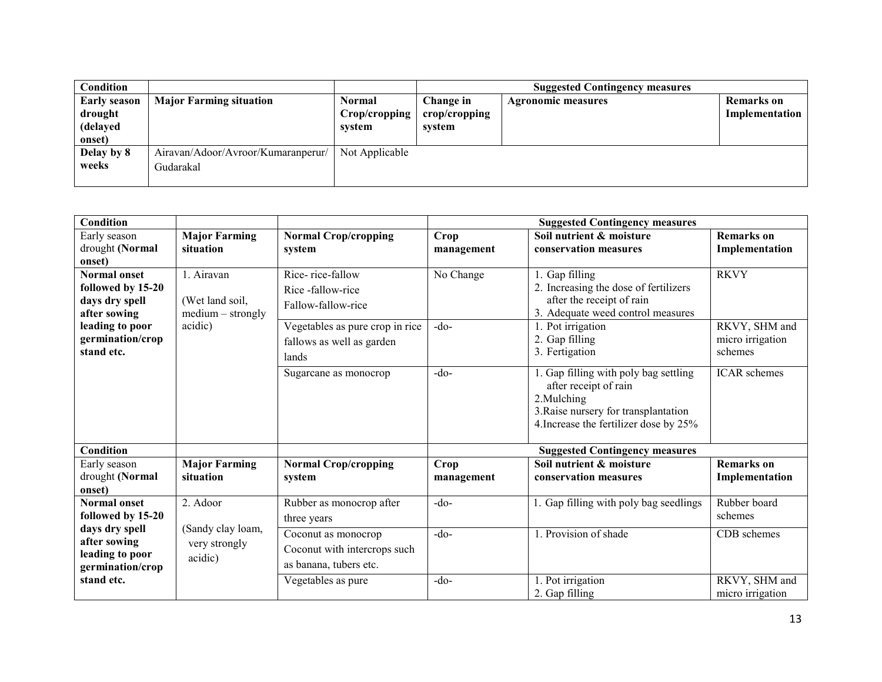| Condition | | | Suggested Contingency measures | | |
|---|---|---|---|---|---|
| **Early season drought (delayed onset)** | **Major Farming situation** | **Normal Crop/cropping system** | **Change in crop/cropping system** | **Agronomic measures** | **Remarks on Implementation** |
| **Delay by 8 weeks** | Airavan/Adoor/Avroor/Kumaranperur/ Gudarakal | Not Applicable | | | |

| Condition | | | Suggested Contingency measures | | |
|---|---|---|---|---|---|
| Early season drought **(Normal onset)** | **Major Farming situation** | **Normal Crop/cropping system** | **Crop management** | **Soil nutrient & moisture conservation measures** | **Remarks on Implementation** |
| **Normal onset followed by 15-20 days dry spell after sowing leading to poor germination/crop stand etc.** | 1. Airavan (Wet land soil, medium – strongly acidic) | Rice- rice-fallow<br>Rice -fallow-rice<br>Fallow-fallow-rice | No Change | 1. Gap filling<br>2. Increasing the dose of fertilizers after the receipt of rain<br>3. Adequate weed control measures | RKVY |
| | | Vegetables as pure crop in rice fallows as well as garden lands | -do- | 1. Pot irrigation<br>2. Gap filling<br>3. Fertigation | RKVY, SHM and micro irrigation schemes |
| | | Sugarcane as monocrop | -do- | 1. Gap filling with poly bag settling after receipt of rain<br>2.Mulching<br>3.Raise nursery for transplantation<br>4.Increase the fertilizer dose by 25% | ICAR schemes |
| **Condition** | | | **Suggested Contingency measures** | | |
| Early season drought **(Normal onset)** | **Major Farming situation** | **Normal Crop/cropping system** | **Crop management** | **Soil nutrient & moisture conservation measures** | **Remarks on Implementation** |
| **Normal onset followed by 15-20 days dry spell after sowing leading to poor germination/crop stand etc.** | 2. Adoor (Sandy clay loam, very strongly acidic) | Rubber as monocrop after three years | -do- | 1. Gap filling with poly bag seedlings | Rubber board schemes |
| | | Coconut as monocrop<br>Coconut with intercrops such as banana, tubers etc. | -do- | 1. Provision of shade | CDB schemes |
| | | Vegetables as pure | -do- | 1. Pot irrigation<br>2. Gap filling | RKVY, SHM and micro irrigation |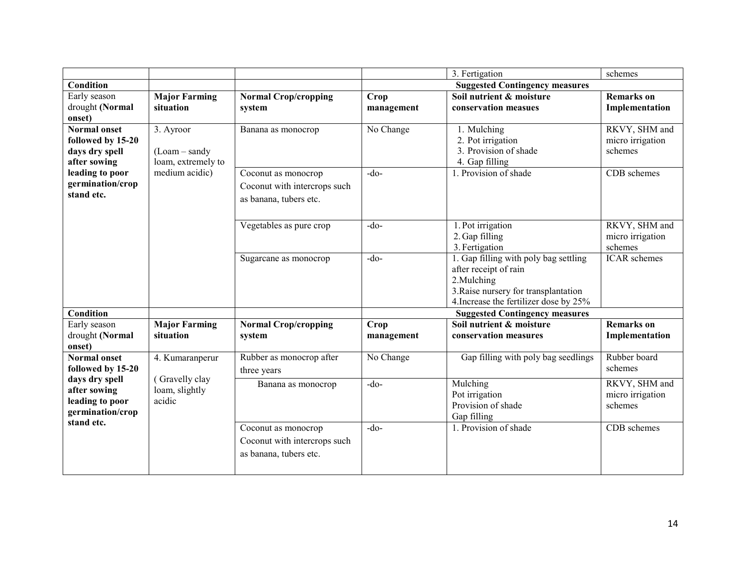| | | | | 3. Fertigation | schemes |
|---|---|---|---|---|---|
| **Condition** | | | **Suggested Contingency measures** | | |
| Early season drought **(Normal onset)** | **Major Farming situation** | **Normal Crop/cropping system** | **Crop management** | **Soil nutrient & moisture conservation measues** | **Remarks on Implementation** |
| **Normal onset followed by 15-20 days dry spell after sowing leading to poor germination/crop stand etc.** | 3. Ayroor<br><br>(Loam – sandy loam, extremely to medium acidic) | Banana as monocrop | No Change | 1. Mulching<br>2. Pot irrigation<br>3. Provision of shade<br>4. Gap filling | RKVY, SHM and micro irrigation schemes |
| | | Coconut as monocrop<br>Coconut with intercrops such as banana, tubers etc. | -do- | 1. Provision of shade | CDB schemes |
| | | Vegetables as pure crop | -do- | 1. Pot irrigation<br>2. Gap filling<br>3. Fertigation | RKVY, SHM and micro irrigation schemes |
| | | Sugarcane as monocrop | -do- | 1. Gap filling with poly bag settling after receipt of rain<br>2.Mulching<br>3.Raise nursery for transplantation<br>4.Increase the fertilizer dose by 25% | ICAR schemes |
| **Condition** | | | **Suggested Contingency measures** | | |
| Early season drought **(Normal onset)** | **Major Farming situation** | **Normal Crop/cropping system** | **Crop management** | **Soil nutrient & moisture conservation measures** | **Remarks on Implementation** |
| **Normal onset followed by 15-20 days dry spell after sowing leading to poor germination/crop stand etc.** | 4. Kumaranperur<br><br>( Gravelly clay loam, slightly acidic | Rubber as monocrop after three years | No Change | Gap filling with poly bag seedlings | Rubber board schemes |
| | | Banana as monocrop | -do- | Mulching<br>Pot irrigation<br>Provision of shade<br>Gap filling | RKVY, SHM and micro irrigation schemes |
| | | Coconut as monocrop<br>Coconut with intercrops such as banana, tubers etc. | -do- | 1. Provision of shade | CDB schemes |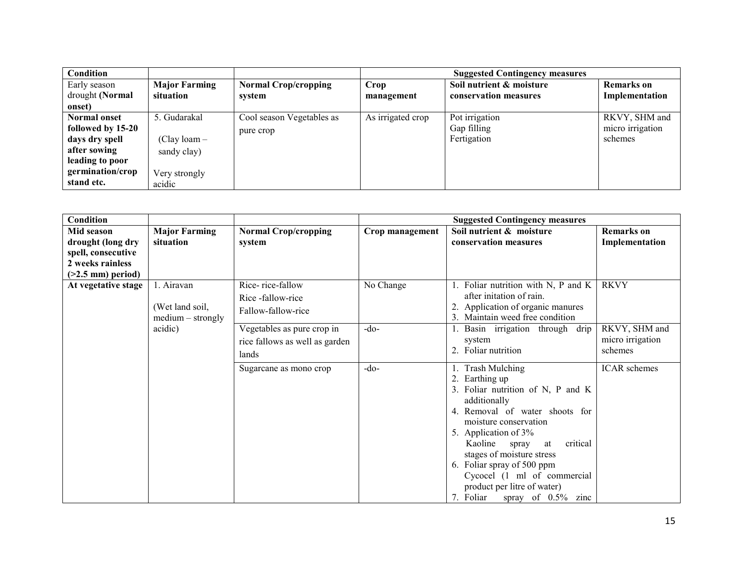| Condition | | | Suggested Contingency measures | | |
|---|---|---|---|---|---|
| Early season drought **(Normal onset)** | **Major Farming situation** | **Normal Crop/cropping system** | **Crop management** | **Soil nutrient & moisture conservation measures** | **Remarks on Implementation** |
| **Normal onset followed by 15-20 days dry spell after sowing leading to poor germination/crop stand etc.** | 5. Gudarakal (Clay loam – sandy clay) Very strongly acidic | Cool season Vegetables as pure crop | As irrigated crop | Pot irrigation<br>Gap filling<br>Fertigation | RKVY, SHM and micro irrigation schemes |

| Condition | | | Suggested Contingency measures | | |
|---|---|---|---|---|---|
| **Mid season drought (long dry spell, consecutive 2 weeks rainless (>2.5 mm) period)** | **Major Farming situation** | **Normal Crop/cropping system** | **Crop management** | **Soil nutrient & moisture conservation measures** | **Remarks on Implementation** |
| **At vegetative stage** | 1. Airavan (Wet land soil, medium – strongly acidic) | Rice- rice-fallow<br>Rice -fallow-rice<br>Fallow-fallow-rice | No Change | 1. Foliar nutrition with N, P and K after initation of rain.<br>2. Application of organic manures<br>3. Maintain weed free condition | RKVY |
| | | Vegetables as pure crop in rice fallows as well as garden lands | -do- | 1. Basin irrigation through drip system<br>2. Foliar nutrition | RKVY, SHM and micro irrigation schemes |
| | | Sugarcane as mono crop | -do- | 1. Trash Mulching<br>2. Earthing up<br>3. Foliar nutrition of N, P and K additionally<br>4. Removal of water shoots for moisture conservation<br>5. Application of 3% Kaoline spray at critical stages of moisture stress<br>6. Foliar spray of 500 ppm Cycocel (1 ml of commercial product per litre of water)<br>7. Foliar spray of 0.5% zinc | ICAR schemes |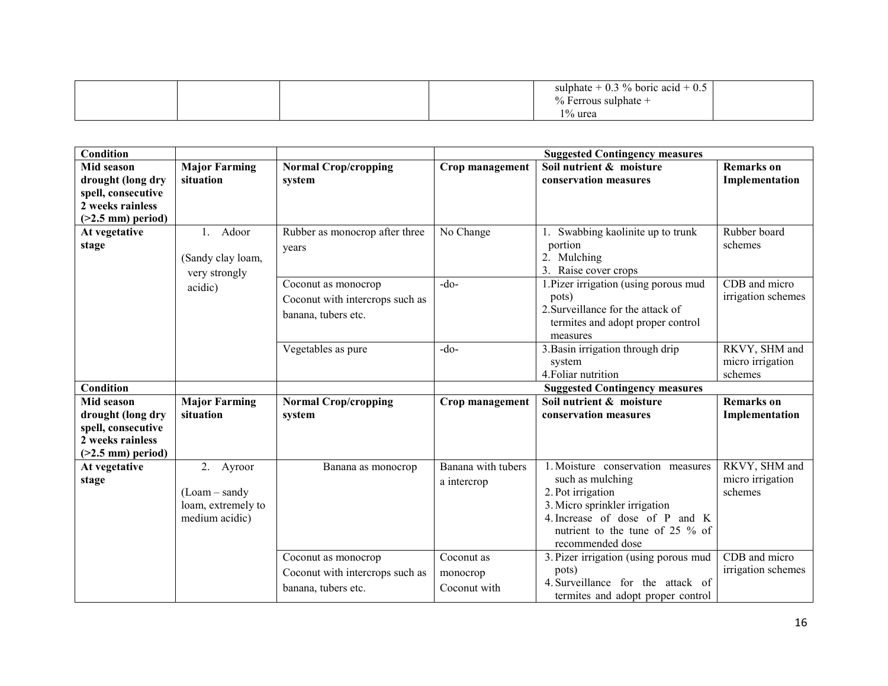| | | | | sulphate + 0.3 % boric acid + 0.5 % Ferrous sulphate + 1% urea | |
|---|---|---|---|---|---|

| Condition | | | Suggested Contingency measures | | |
|---|---|---|---|---|---|
| **Mid season drought (long dry spell, consecutive 2 weeks rainless (>2.5 mm) period)** | **Major Farming situation** | **Normal Crop/cropping system** | **Crop management** | **Soil nutrient & moisture conservation measures** | **Remarks on Implementation** |
| **At vegetative stage** | 1. Adoor (Sandy clay loam, very strongly acidic) | Rubber as monocrop after three years | No Change | 1. Swabbing kaolinite up to trunk portion<br>2. Mulching<br>3. Raise cover crops | Rubber board schemes |
| | | Coconut as monocrop<br>Coconut with intercrops such as banana, tubers etc. | -do- | 1. Pizer irrigation (using porous mud pots)<br>2. Surveillance for the attack of termites and adopt proper control measures | CDB and micro irrigation schemes |
| | | Vegetables as pure | -do- | 3. Basin irrigation through drip system<br>4. Foliar nutrition | RKVY, SHM and micro irrigation schemes |

| Condition | | | Suggested Contingency measures | | |
|---|---|---|---|---|---|
| **Mid season drought (long dry spell, consecutive 2 weeks rainless (>2.5 mm) period)** | **Major Farming situation** | **Normal Crop/cropping system** | **Crop management** | **Soil nutrient & moisture conservation measures** | **Remarks on Implementation** |
| **At vegetative stage** | 2. Ayroor (Loam – sandy loam, extremely to medium acidic) | Banana as monocrop | Banana with tubers a intercrop | 1. Moisture conservation measures such as mulching<br>2. Pot irrigation<br>3. Micro sprinkler irrigation<br>4. Increase of dose of P and K nutrient to the tune of 25 % of recommended dose | RKVY, SHM and micro irrigation schemes |
| | | Coconut as monocrop<br>Coconut with intercrops such as banana, tubers etc. | Coconut as monocrop<br>Coconut with | 3. Pizer irrigation (using porous mud pots)<br>4. Surveillance for the attack of termites and adopt proper control | CDB and micro irrigation schemes |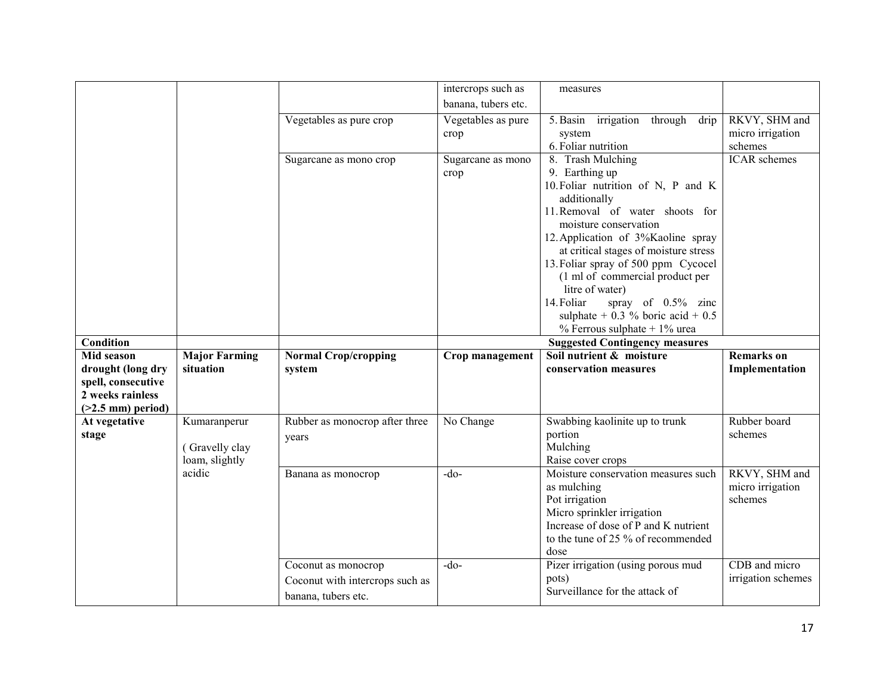|  |  |  | intercrops such as banana, tubers etc. | measures |  |
|---|---|---|---|---|---|
|  |  | Vegetables as pure crop | Vegetables as pure crop | 5. Basin irrigation through drip system<br>6. Foliar nutrition | RKVY, SHM and micro irrigation schemes |
|  |  | Sugarcane as mono crop | Sugarcane as mono crop | 8. Trash Mulching<br>9. Earthing up<br>10. Foliar nutrition of N, P and K additionally<br>11. Removal of water shoots for moisture conservation<br>12. Application of 3%Kaoline spray at critical stages of moisture stress<br>13. Foliar spray of 500 ppm Cycocel (1 ml of commercial product per litre of water)<br>14. Foliar spray of 0.5% zinc sulphate + 0.3 % boric acid + 0.5 % Ferrous sulphate + 1% urea | ICAR schemes |
| **Condition** |  |  | **Suggested Contingency measures** |  |  |
| **Mid season drought (long dry spell, consecutive 2 weeks rainless (>2.5 mm) period)** | **Major Farming situation** | **Normal Crop/cropping system** | **Crop management** | **Soil nutrient & moisture conservation measures** | **Remarks on Implementation** |
| **At vegetative stage** | Kumaranperur<br>( Gravelly clay loam, slightly acidic | Rubber as monocrop after three years | No Change | Swabbing kaolinite up to trunk portion<br>Mulching<br>Raise cover crops | Rubber board schemes |
|  |  | Banana as monocrop | -do- | Moisture conservation measures such as mulching<br>Pot irrigation<br>Micro sprinkler irrigation<br>Increase of dose of P and K nutrient to the tune of 25 % of recommended dose | RKVY, SHM and micro irrigation schemes |
|  |  | Coconut as monocrop<br>Coconut with intercrops such as banana, tubers etc. | -do- | Pizer irrigation (using porous mud pots)<br>Surveillance for the attack of | CDB and micro irrigation schemes |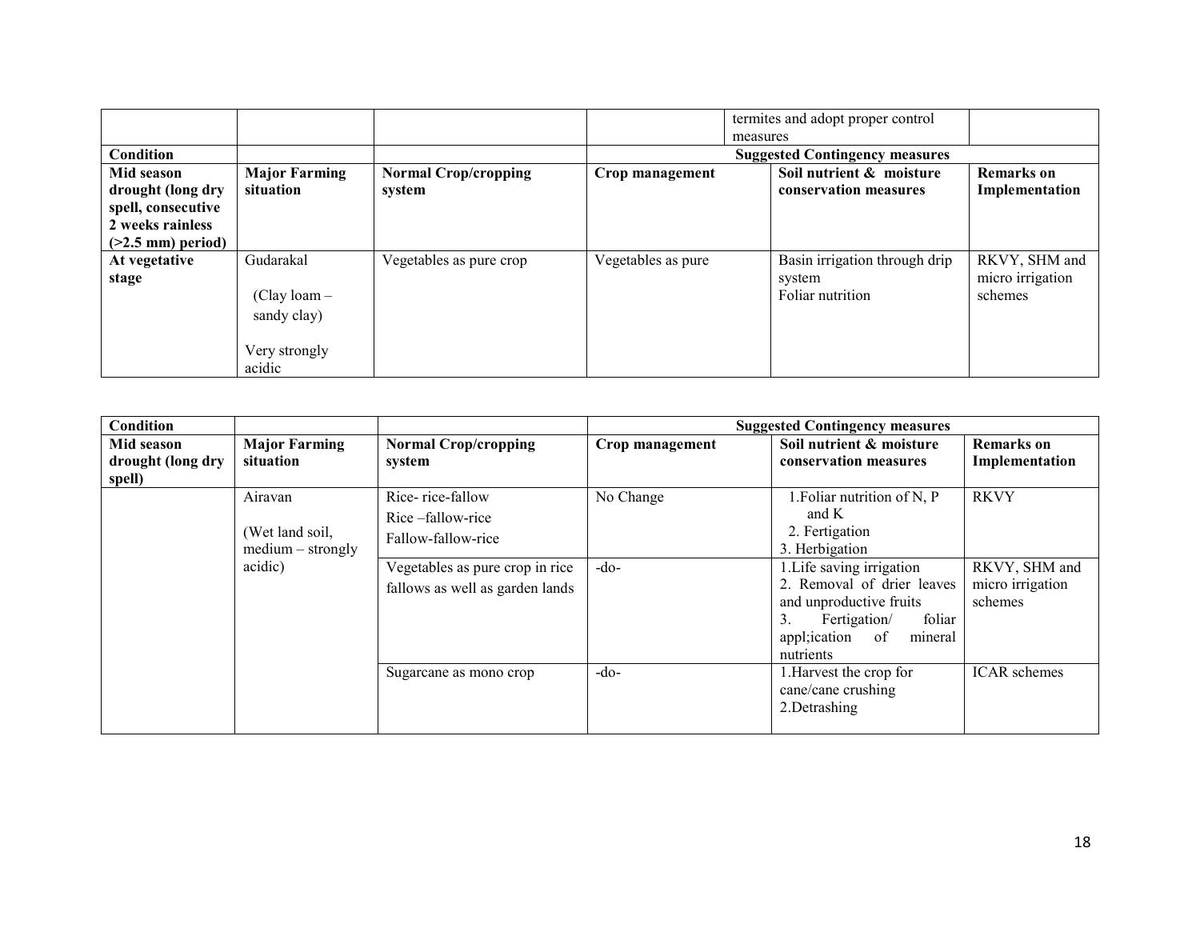| | | | | termites and adopt proper control measures | |
|---|---|---|---|---|---|
| **Condition** | | | **Suggested Contingency measures** | | |
| **Mid season drought (long dry spell, consecutive 2 weeks rainless (>2.5 mm) period)** | **Major Farming situation** | **Normal Crop/cropping system** | **Crop management** | **Soil nutrient & moisture conservation measures** | **Remarks on Implementation** |
| **At vegetative stage** | Gudarakal<br><br>(Clay loam – sandy clay)<br><br>Very strongly acidic | Vegetables as pure crop | Vegetables as pure | Basin irrigation through drip system<br>Foliar nutrition | RKVY, SHM and micro irrigation schemes |

| **Condition** | | | **Suggested Contingency measures** | | |
|---|---|---|---|---|---|
| **Mid season drought (long dry spell)** | **Major Farming situation** | **Normal Crop/cropping system** | **Crop management** | **Soil nutrient & moisture conservation measures** | **Remarks on Implementation** |
| | Airavan<br><br>(Wet land soil, medium – strongly acidic) | Rice- rice-fallow<br>Rice –fallow-rice<br>Fallow-fallow-rice | No Change | 1.Foliar nutrition of N, P and K<br>2. Fertigation<br>3. Herbigation | RKVY |
| | | Vegetables as pure crop in rice fallows as well as garden lands | -do- | 1.Life saving irrigation<br>2. Removal of drier leaves and unproductive fruits<br>3. Fertigation/ foliar appl;ication of mineral nutrients | RKVY, SHM and micro irrigation schemes |
| | | Sugarcane as mono crop | -do- | 1.Harvest the crop for cane/cane crushing<br>2.Detrashing | ICAR schemes |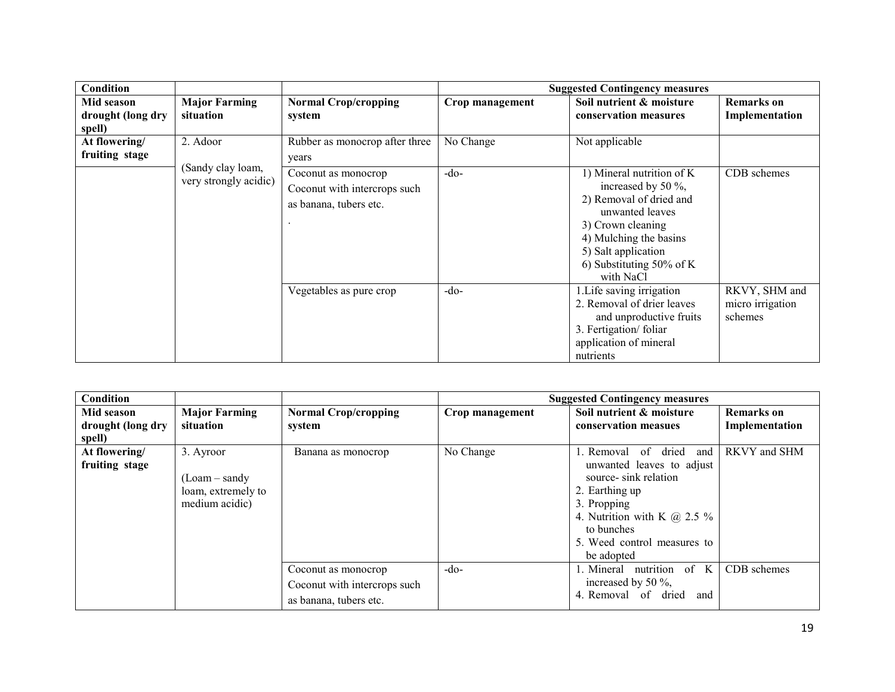| Condition | | | Suggested Contingency measures | | |
|---|---|---|---|---|---|
| Mid season drought (long dry spell) | Major Farming situation | Normal Crop/cropping system | Crop management | Soil nutrient & moisture conservation measures | Remarks on Implementation |
| At flowering/ fruiting stage | 2. Adoor (Sandy clay loam, very strongly acidic) | Rubber as monocrop after three years | No Change | Not applicable | |
| | | Coconut as monocrop<br>Coconut with intercrops such as banana, tubers etc.<br>. | -do- | 1) Mineral nutrition of K increased by 50 %,<br>2) Removal of dried and unwanted leaves<br>3) Crown cleaning<br>4) Mulching the basins<br>5) Salt application<br>6) Substituting 50% of K with NaCl | CDB schemes |
| | | Vegetables as pure crop | -do- | 1.Life saving irrigation<br>2. Removal of drier leaves and unproductive fruits<br>3. Fertigation/ foliar application of mineral nutrients | RKVY, SHM and micro irrigation schemes |

| Condition | | | Suggested Contingency measures | | |
|---|---|---|---|---|---|
| Mid season drought (long dry spell) | Major Farming situation | Normal Crop/cropping system | Crop management | Soil nutrient & moisture conservation measues | Remarks on Implementation |
| At flowering/ fruiting stage | 3. Ayroor (Loam – sandy loam, extremely to medium acidic) | Banana as monocrop | No Change | 1. Removal of dried and unwanted leaves to adjust source- sink relation<br>2. Earthing up<br>3. Propping<br>4. Nutrition with K @ 2.5 % to bunches<br>5. Weed control measures to be adopted | RKVY and SHM |
| | | Coconut as monocrop<br>Coconut with intercrops such as banana, tubers etc. | -do- | 1. Mineral nutrition of K increased by 50 %,<br>4. Removal of dried and | CDB schemes |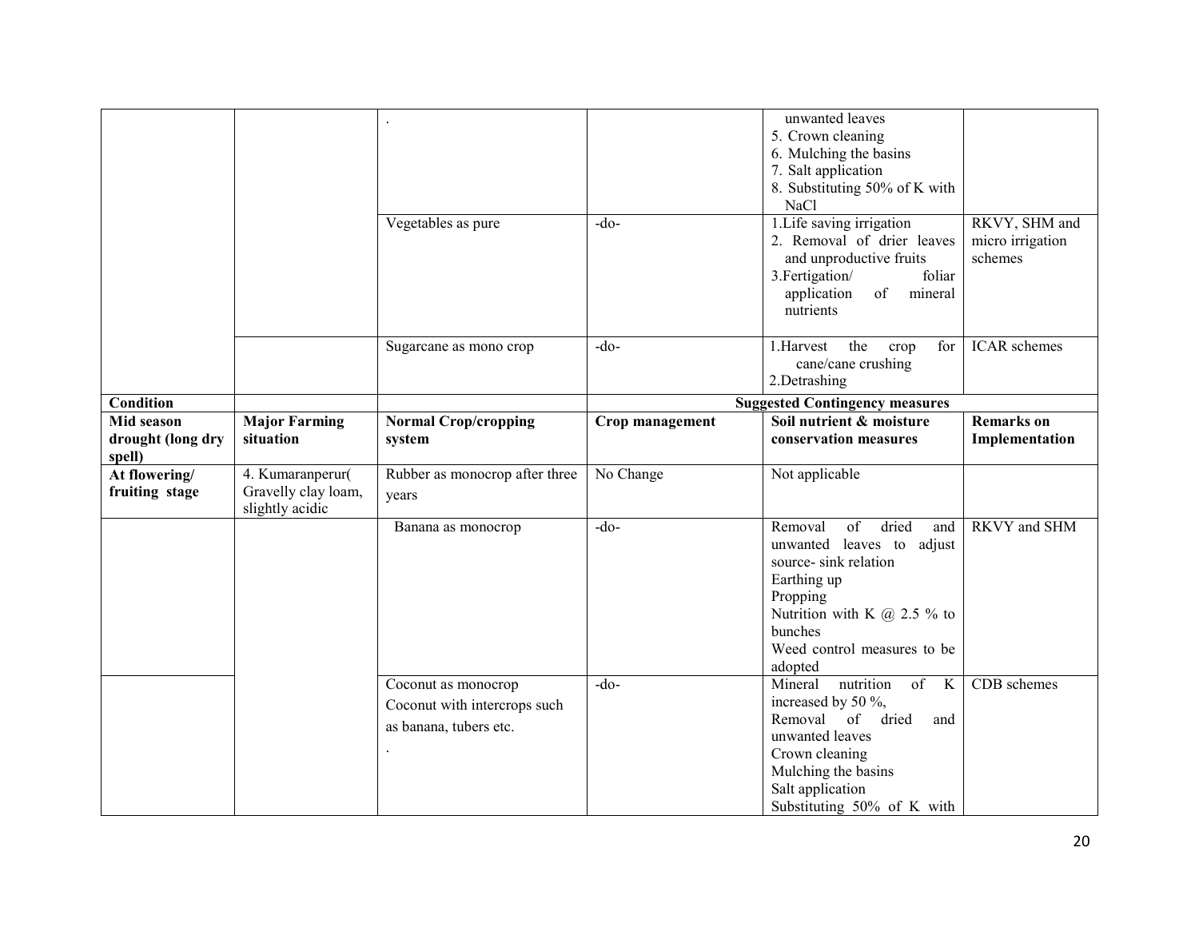| | | . | | unwanted leaves<br>5. Crown cleaning<br>6. Mulching the basins<br>7. Salt application<br>8. Substituting 50% of K with NaCl | |
|---|---|---|---|---|---|
| | | Vegetables as pure | -do- | 1.Life saving irrigation<br>2. Removal of drier leaves and unproductive fruits<br>3.Fertigation/ foliar application of mineral nutrients | RKVY, SHM and micro irrigation schemes |
| | | Sugarcane as mono crop | -do- | 1.Harvest the crop for cane/cane crushing<br>2.Detrashing | ICAR schemes |
| **Condition** | | | **Suggested Contingency measures** | | |
| **Mid season drought (long dry spell)** | **Major Farming situation** | **Normal Crop/cropping system** | **Crop management** | **Soil nutrient & moisture conservation measures** | **Remarks on Implementation** |
| **At flowering/ fruiting stage** | 4. Kumaranperur( Gravelly clay loam, slightly acidic | Rubber as monocrop after three years | No Change | Not applicable | |
| | | Banana as monocrop | -do- | Removal of dried and unwanted leaves to adjust source- sink relation<br>Earthing up<br>Propping<br>Nutrition with K @ 2.5 % to bunches<br>Weed control measures to be adopted | RKVY and SHM |
| | | Coconut as monocrop<br>Coconut with intercrops such as banana, tubers etc.<br>. | -do- | Mineral nutrition of K increased by 50 %,<br>Removal of dried and unwanted leaves<br>Crown cleaning<br>Mulching the basins<br>Salt application<br>Substituting 50% of K with | CDB schemes |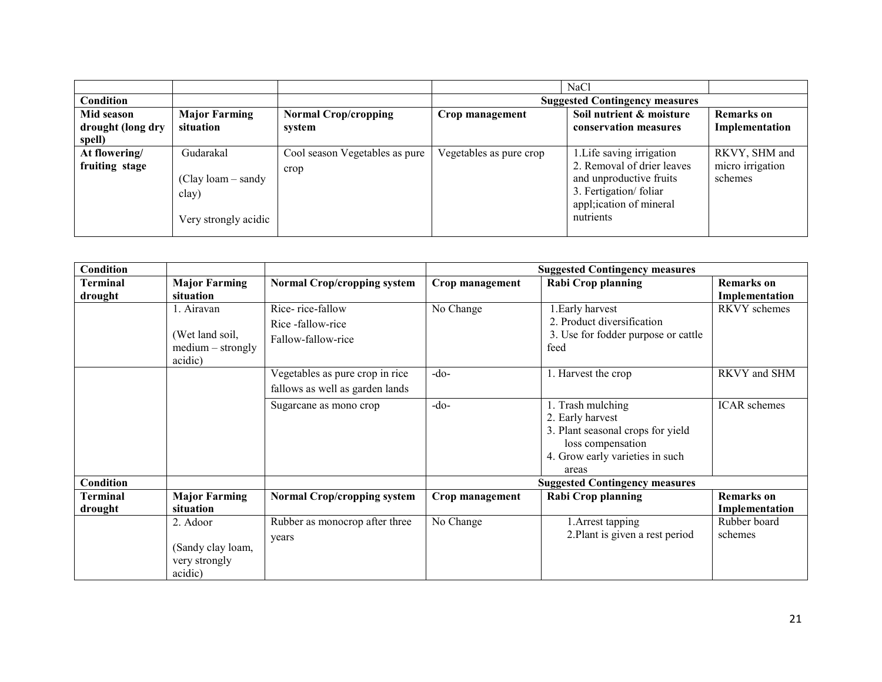| | | | | NaCl | |
|---|---|---|---|---|---|
| **Condition** | | | **Suggested Contingency measures** | | |
| **Mid season drought (long dry spell)** | **Major Farming situation** | **Normal Crop/cropping system** | **Crop management** | **Soil nutrient & moisture conservation measures** | **Remarks on Implementation** |
| **At flowering/ fruiting stage** | Gudarakal<br><br>(Clay loam – sandy clay)<br><br>Very strongly acidic | Cool season Vegetables as pure crop | Vegetables as pure crop | 1.Life saving irrigation<br>2. Removal of drier leaves and unproductive fruits<br>3. Fertigation/ foliar appl;ication of mineral nutrients | RKVY, SHM and micro irrigation schemes |

| **Condition** | | | **Suggested Contingency measures** | | |
|---|---|---|---|---|---|
| **Terminal drought** | **Major Farming situation** | **Normal Crop/cropping system** | **Crop management** | **Rabi Crop planning** | **Remarks on Implementation** |
| | 1. Airavan<br><br>(Wet land soil, medium – strongly acidic) | Rice- rice-fallow<br>Rice -fallow-rice<br>Fallow-fallow-rice | No Change | 1.Early harvest<br>2. Product diversification<br>3. Use for fodder purpose or cattle feed | RKVY schemes |
| | | Vegetables as pure crop in rice fallows as well as garden lands | -do- | 1. Harvest the crop | RKVY and SHM |
| | | Sugarcane as mono crop | -do- | 1. Trash mulching<br>2. Early harvest<br>3. Plant seasonal crops for yield loss compensation<br>4. Grow early varieties in such areas | ICAR schemes |
| **Condition** | | | **Suggested Contingency measures** | | |
| **Terminal drought** | **Major Farming situation** | **Normal Crop/cropping system** | **Crop management** | **Rabi Crop planning** | **Remarks on Implementation** |
| | 2. Adoor<br><br>(Sandy clay loam, very strongly acidic) | Rubber as monocrop after three years | No Change | 1.Arrest tapping<br>2.Plant is given a rest period | Rubber board schemes |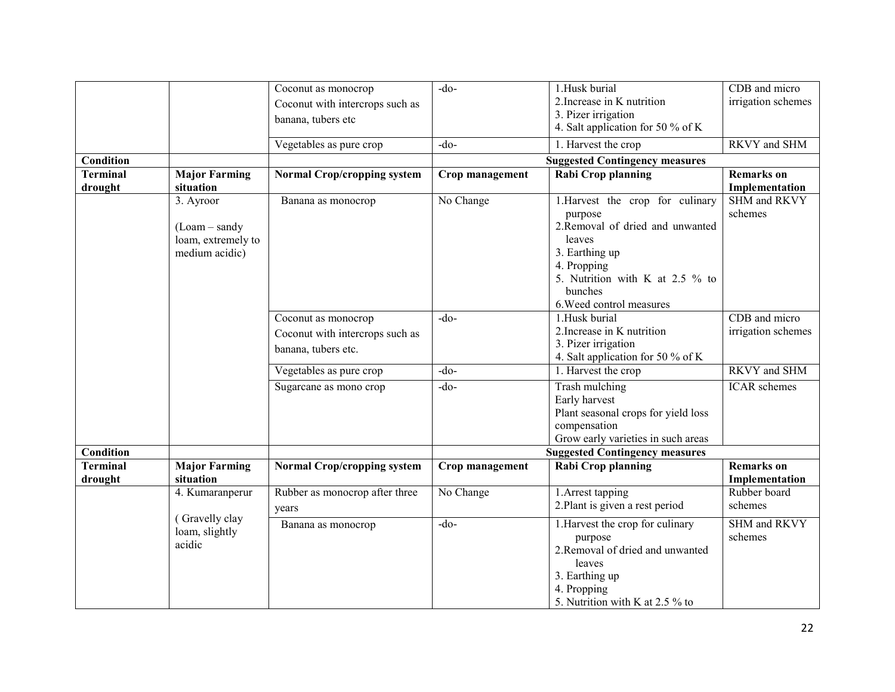| | | Coconut as monocrop<br>Coconut with intercrops such as banana, tubers etc | -do- | 1.Husk burial<br>2.Increase in K nutrition<br>3. Pizer irrigation<br>4. Salt application for 50 % of K | CDB and micro irrigation schemes |
|---|---|---|---|---|---|
| | | Vegetables as pure crop | -do- | 1. Harvest the crop | RKVY and SHM |
| **Condition** | | | **Suggested Contingency measures** | | |
| **Terminal drought** | **Major Farming situation** | **Normal Crop/cropping system** | **Crop management** | **Rabi Crop planning** | **Remarks on Implementation** |
| | 3. Ayroor<br><br>(Loam – sandy loam, extremely to medium acidic) | Banana as monocrop | No Change | 1.Harvest the crop for culinary purpose<br>2.Removal of dried and unwanted leaves<br>3. Earthing up<br>4. Propping<br>5. Nutrition with K at 2.5 % to bunches<br>6.Weed control measures | SHM and RKVY schemes |
| | | Coconut as monocrop<br>Coconut with intercrops such as banana, tubers etc. | -do- | 1.Husk burial<br>2.Increase in K nutrition<br>3. Pizer irrigation<br>4. Salt application for 50 % of K | CDB and micro irrigation schemes |
| | | Vegetables as pure crop | -do- | 1. Harvest the crop | RKVY and SHM |
| | | Sugarcane as mono crop | -do- | Trash mulching<br>Early harvest<br>Plant seasonal crops for yield loss compensation<br>Grow early varieties in such areas | ICAR schemes |
| **Condition** | | | **Suggested Contingency measures** | | |
| **Terminal drought** | **Major Farming situation** | **Normal Crop/cropping system** | **Crop management** | **Rabi Crop planning** | **Remarks on Implementation** |
| | 4. Kumaranperur<br><br>( Gravelly clay loam, slightly acidic | Rubber as monocrop after three years | No Change | 1.Arrest tapping<br>2.Plant is given a rest period | Rubber board schemes |
| | | Banana as monocrop | -do- | 1.Harvest the crop for culinary purpose<br>2.Removal of dried and unwanted leaves<br>3. Earthing up<br>4. Propping<br>5. Nutrition with K at 2.5 % to | SHM and RKVY schemes |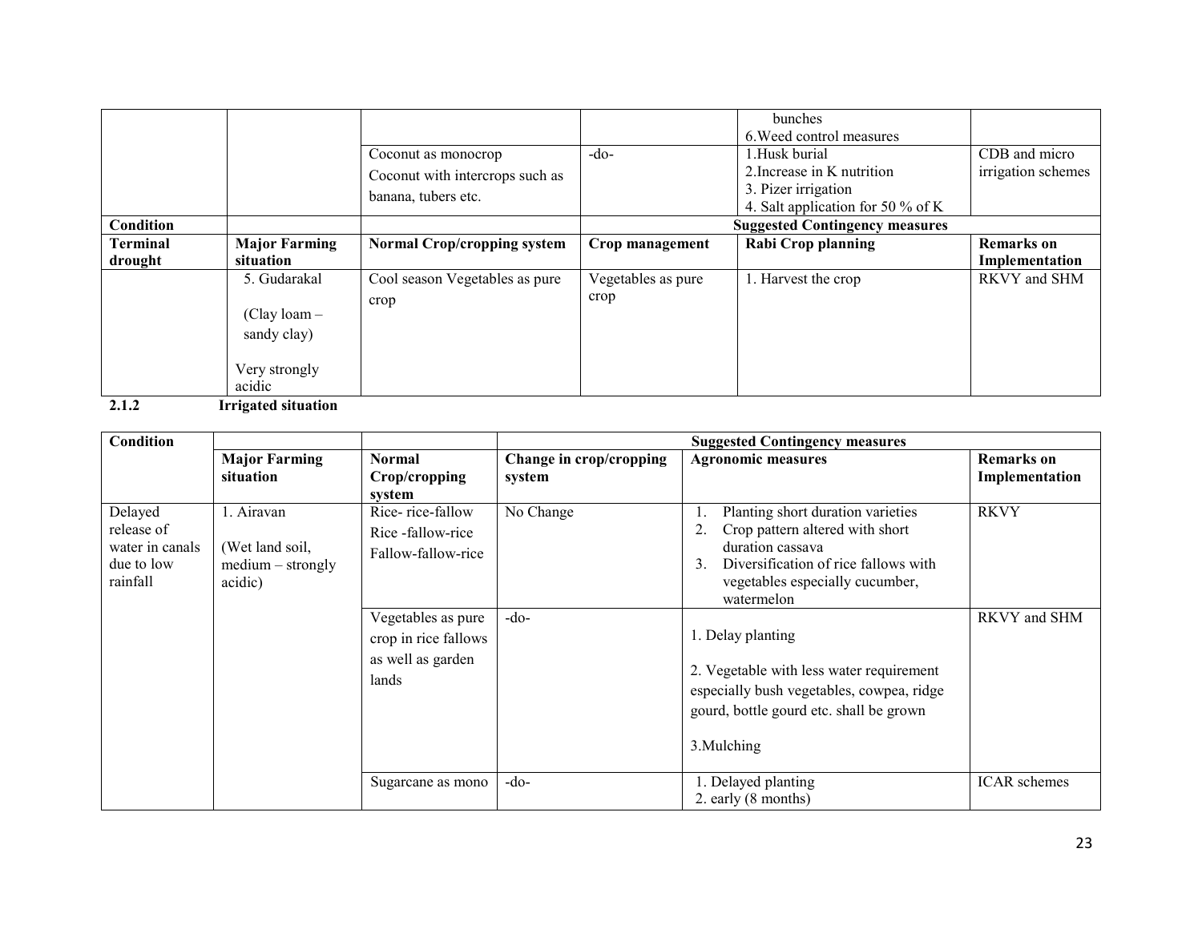| | | | | bunches<br>6.Weed control measures | |
|---|---|---|---|---|---|
| | | Coconut as monocrop<br>Coconut with intercrops such as banana, tubers etc. | -do- | 1.Husk burial<br>2.Increase in K nutrition<br>3. Pizer irrigation<br>4. Salt application for 50 % of K | CDB and micro irrigation schemes |
| **Condition** | | | **Suggested Contingency measures** | | |
| **Terminal drought** | **Major Farming situation** | **Normal Crop/cropping system** | **Crop management** | **Rabi Crop planning** | **Remarks on Implementation** |
| | 5. Gudarakal<br><br>(Clay loam – sandy clay)<br><br>Very strongly acidic | Cool season Vegetables as pure crop | Vegetables as pure crop | 1. Harvest the crop | RKVY and SHM |

### 2.1.2 Irrigated situation

| **Condition** | | | **Suggested Contingency measures** | | |
|---|---|---|---|---|---|
| | **Major Farming situation** | **Normal Crop/cropping system** | **Change in crop/cropping system** | **Agronomic measures** | **Remarks on Implementation** |
| Delayed release of water in canals due to low rainfall | 1. Airavan<br><br>(Wet land soil, medium – strongly acidic) | Rice- rice-fallow<br>Rice -fallow-rice<br>Fallow-fallow-rice | No Change | 1. Planting short duration varieties<br>2. Crop pattern altered with short duration cassava<br>3. Diversification of rice fallows with vegetables especially cucumber, watermelon | RKVY |
| | | Vegetables as pure crop in rice fallows as well as garden lands | -do- | 1. Delay planting<br><br>2. Vegetable with less water requirement especially bush vegetables, cowpea, ridge gourd, bottle gourd etc. shall be grown<br><br>3.Mulching | RKVY and SHM |
| | | Sugarcane as mono | -do- | 1. Delayed planting<br>2. early (8 months) | ICAR schemes |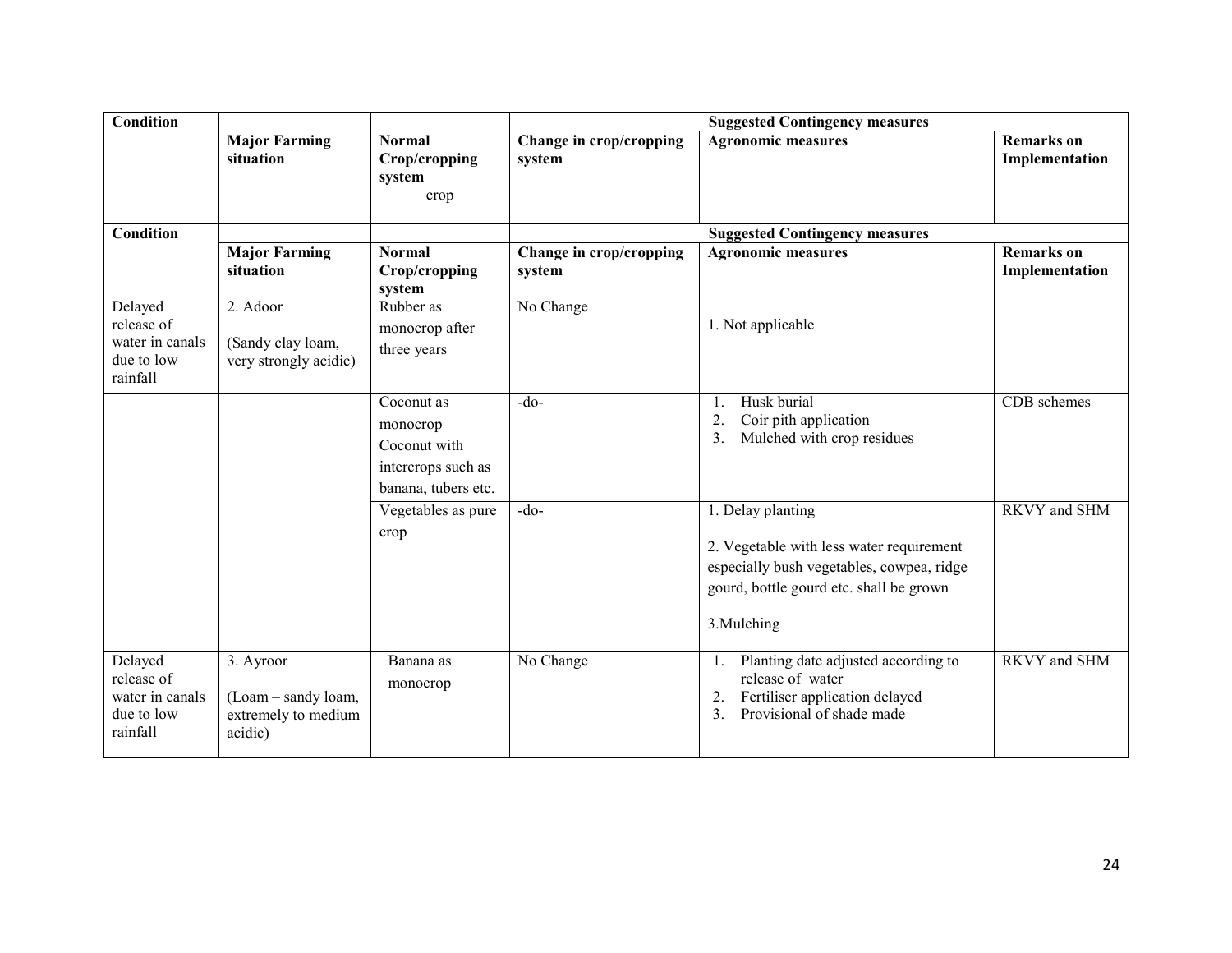| Condition | | | Suggested Contingency measures | | |
|---|---|---|---|---|---|
| | Major Farming situation | Normal Crop/cropping system | Change in crop/cropping system | Agronomic measures | Remarks on Implementation |
| | | crop | | | |

| Condition | | | Suggested Contingency measures | | |
|---|---|---|---|---|---|
| | Major Farming situation | Normal Crop/cropping system | Change in crop/cropping system | Agronomic measures | Remarks on Implementation |
| Delayed release of water in canals due to low rainfall | 2. Adoor<br><br>(Sandy clay loam, very strongly acidic) | Rubber as monocrop after three years | No Change | 1. Not applicable | |
| | | Coconut as monocrop<br>Coconut with intercrops such as banana, tubers etc. | -do- | 1. Husk burial<br>2. Coir pith application<br>3. Mulched with crop residues | CDB schemes |
| | | Vegetables as pure crop | -do- | 1. Delay planting<br><br>2. Vegetable with less water requirement especially bush vegetables, cowpea, ridge gourd, bottle gourd etc. shall be grown<br><br>3.Mulching | RKVY and SHM |
| Delayed release of water in canals due to low rainfall | 3. Ayroor<br><br>(Loam – sandy loam, extremely to medium acidic) | Banana as monocrop | No Change | 1. Planting date adjusted according to release of water<br>2. Fertiliser application delayed<br>3. Provisional of shade made | RKVY and SHM |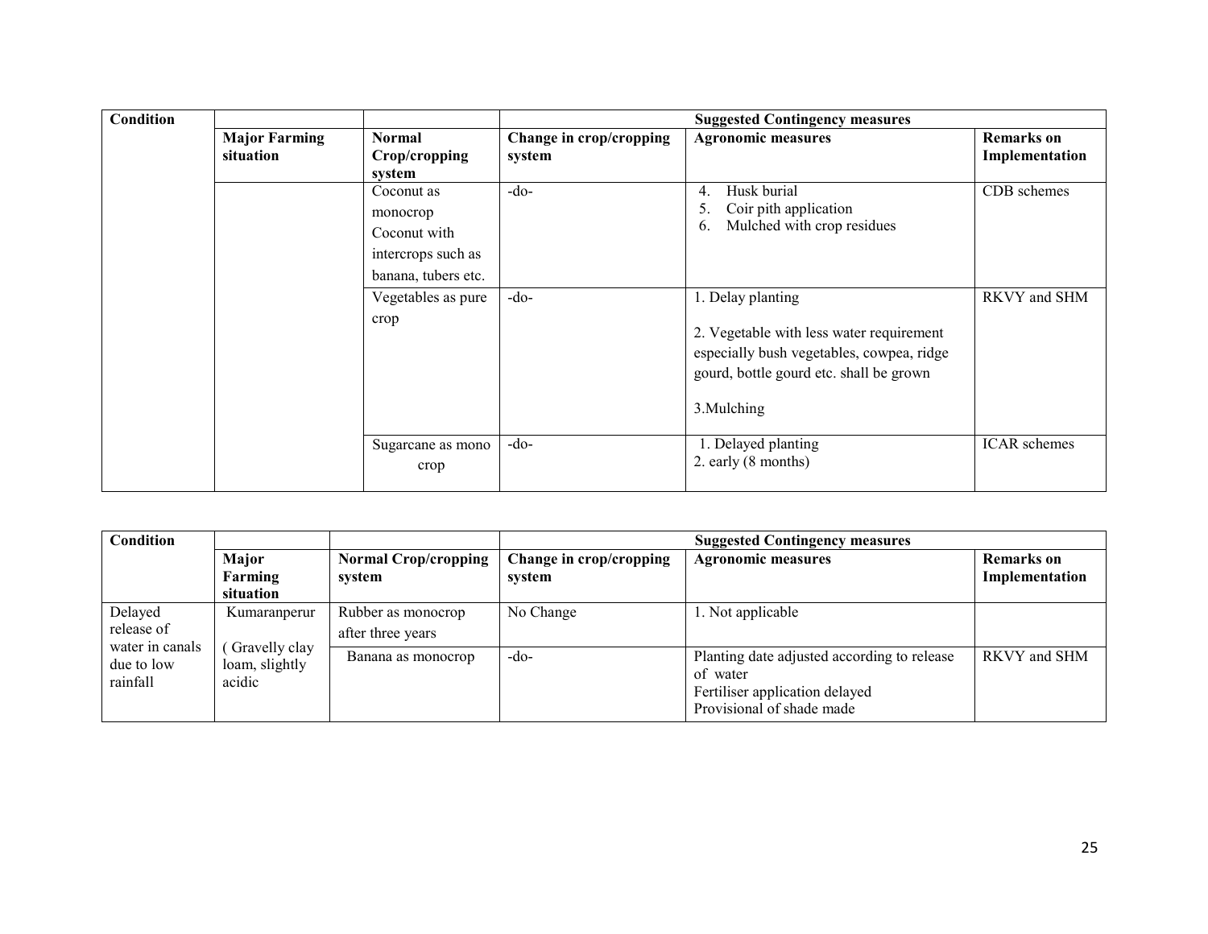| Condition | | | Suggested Contingency measures | | |
|---|---|---|---|---|---|
| | **Major Farming situation** | **Normal Crop/cropping system** | **Change in crop/cropping system** | **Agronomic measures** | **Remarks on Implementation** |
| | | Coconut as monocrop Coconut with intercrops such as banana, tubers etc. | -do- | 4. Husk burial<br>5. Coir pith application<br>6. Mulched with crop residues | CDB schemes |
| | | Vegetables as pure crop | -do- | 1. Delay planting<br><br>2. Vegetable with less water requirement especially bush vegetables, cowpea, ridge gourd, bottle gourd etc. shall be grown<br><br>3.Mulching | RKVY and SHM |
| | | Sugarcane as mono crop | -do- | 1. Delayed planting<br>2. early (8 months) | ICAR schemes |

| Condition | | | Suggested Contingency measures | | |
|---|---|---|---|---|---|
| | **Major Farming situation** | **Normal Crop/cropping system** | **Change in crop/cropping system** | **Agronomic measures** | **Remarks on Implementation** |
| Delayed release of water in canals due to low rainfall | Kumaranperur ( Gravelly clay loam, slightly acidic | Rubber as monocrop after three years | No Change | 1. Not applicable | |
| | | Banana as monocrop | -do- | Planting date adjusted according to release of water<br>Fertiliser application delayed<br>Provisional of shade made | RKVY and SHM |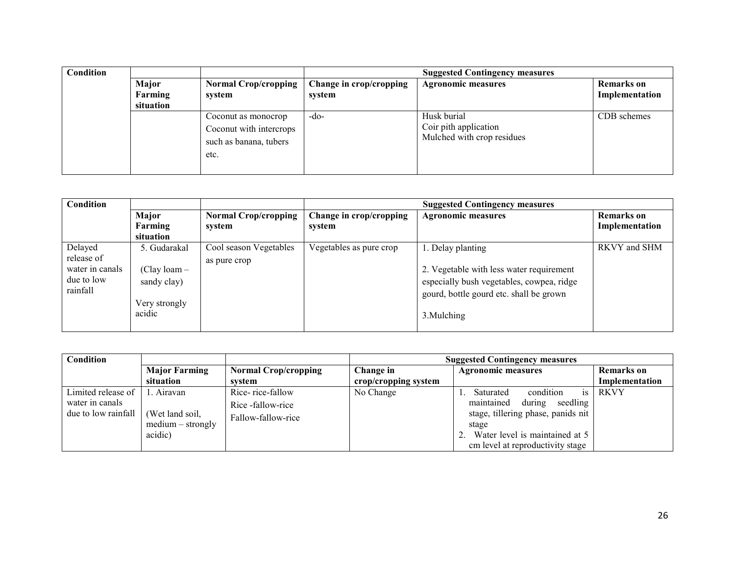| Condition | | | Suggested Contingency measures | | |
|---|---|---|---|---|---|
| | Major Farming situation | Normal Crop/cropping system | Change in crop/cropping system | Agronomic measures | Remarks on Implementation |
| | | Coconut as monocrop<br>Coconut with intercrops such as banana, tubers etc. | -do- | Husk burial<br>Coir pith application<br>Mulched with crop residues | CDB schemes |

| Condition | | | Suggested Contingency measures | | |
|---|---|---|---|---|---|
| | Major Farming situation | Normal Crop/cropping system | Change in crop/cropping system | Agronomic measures | Remarks on Implementation |
| Delayed release of water in canals due to low rainfall | 5. Gudarakal<br><br>(Clay loam – sandy clay)<br><br>Very strongly acidic | Cool season Vegetables as pure crop | Vegetables as pure crop | 1. Delay planting<br><br>2. Vegetable with less water requirement especially bush vegetables, cowpea, ridge gourd, bottle gourd etc. shall be grown<br><br>3.Mulching | RKVY and SHM |

| Condition | | | Suggested Contingency measures | | |
|---|---|---|---|---|---|
| | Major Farming situation | Normal Crop/cropping system | Change in crop/cropping system | Agronomic measures | Remarks on Implementation |
| Limited release of water in canals due to low rainfall | 1. Airavan<br><br>(Wet land soil, medium – strongly acidic) | Rice- rice-fallow<br>Rice -fallow-rice<br>Fallow-fallow-rice | No Change | 1. Saturated condition is maintained during seedling stage, tillering phase, panids nit stage<br>2. Water level is maintained at 5 cm level at reproductivity stage | RKVY |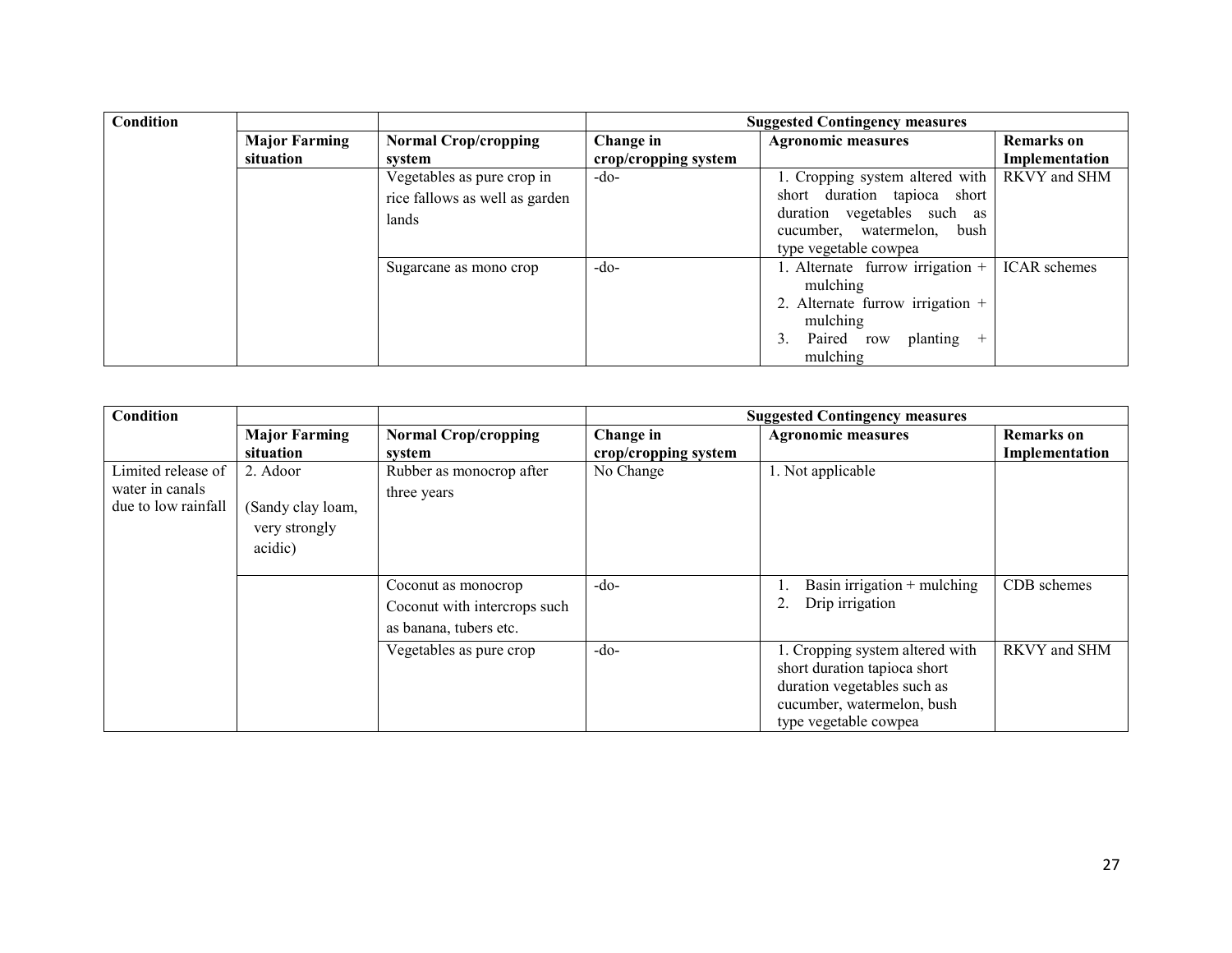| Condition | | | Suggested Contingency measures | | |
|---|---|---|---|---|---|
| | Major Farming situation | Normal Crop/cropping system | Change in crop/cropping system | Agronomic measures | Remarks on Implementation |
| | | Vegetables as pure crop in rice fallows as well as garden lands | -do- | 1. Cropping system altered with short duration tapioca short duration vegetables such as cucumber, watermelon, bush type vegetable cowpea | RKVY and SHM |
| | | Sugarcane as mono crop | -do- | 1. Alternate furrow irrigation + mulching<br>2. Alternate furrow irrigation + mulching<br>3. Paired row planting + mulching | ICAR schemes |

| Condition | | | Suggested Contingency measures | | |
|---|---|---|---|---|---|
| | Major Farming situation | Normal Crop/cropping system | Change in crop/cropping system | Agronomic measures | Remarks on Implementation |
| Limited release of water in canals due to low rainfall | 2. Adoor<br><br>(Sandy clay loam, very strongly acidic) | Rubber as monocrop after three years | No Change | 1. Not applicable | |
| | | Coconut as monocrop<br>Coconut with intercrops such as banana, tubers etc. | -do- | 1. Basin irrigation + mulching<br>2. Drip irrigation | CDB schemes |
| | | Vegetables as pure crop | -do- | 1. Cropping system altered with short duration tapioca short duration vegetables such as cucumber, watermelon, bush type vegetable cowpea | RKVY and SHM |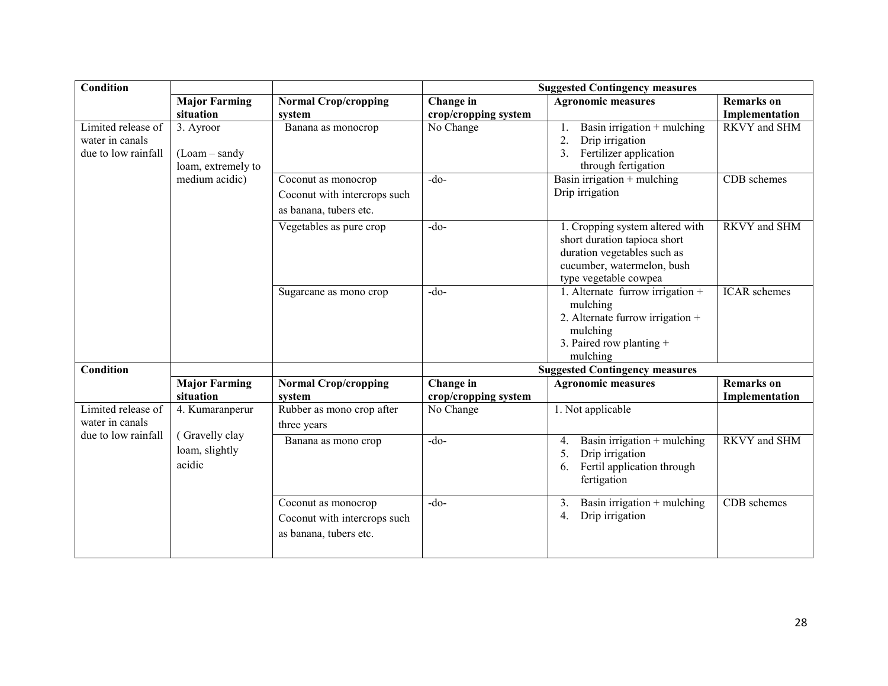| Condition | | | Suggested Contingency measures | | |
|---|---|---|---|---|---|
| | **Major Farming situation** | **Normal Crop/cropping system** | **Change in crop/cropping system** | **Agronomic measures** | **Remarks on Implementation** |
| Limited release of water in canals due to low rainfall | 3. Ayroor (Loam – sandy loam, extremely to medium acidic) | Banana as monocrop | No Change | 1. Basin irrigation + mulching 2. Drip irrigation 3. Fertilizer application through fertigation | RKVY and SHM |
| | | Coconut as monocrop Coconut with intercrops such as banana, tubers etc. | -do- | Basin irrigation + mulching Drip irrigation | CDB schemes |
| | | Vegetables as pure crop | -do- | 1. Cropping system altered with short duration tapioca short duration vegetables such as cucumber, watermelon, bush type vegetable cowpea | RKVY and SHM |
| | | Sugarcane as mono crop | -do- | 1. Alternate furrow irrigation + mulching 2. Alternate furrow irrigation + mulching 3. Paired row planting + mulching | ICAR schemes |

| Condition | | | Suggested Contingency measures | | |
|---|---|---|---|---|---|
| | **Major Farming situation** | **Normal Crop/cropping system** | **Change in crop/cropping system** | **Agronomic measures** | **Remarks on Implementation** |
| Limited release of water in canals due to low rainfall | 4. Kumaranperur ( Gravelly clay loam, slightly acidic | Rubber as mono crop after three years | No Change | 1. Not applicable | |
| | | Banana as mono crop | -do- | 4. Basin irrigation + mulching 5. Drip irrigation 6. Fertil application through fertigation | RKVY and SHM |
| | | Coconut as monocrop Coconut with intercrops such as banana, tubers etc. | -do- | 3. Basin irrigation + mulching 4. Drip irrigation | CDB schemes |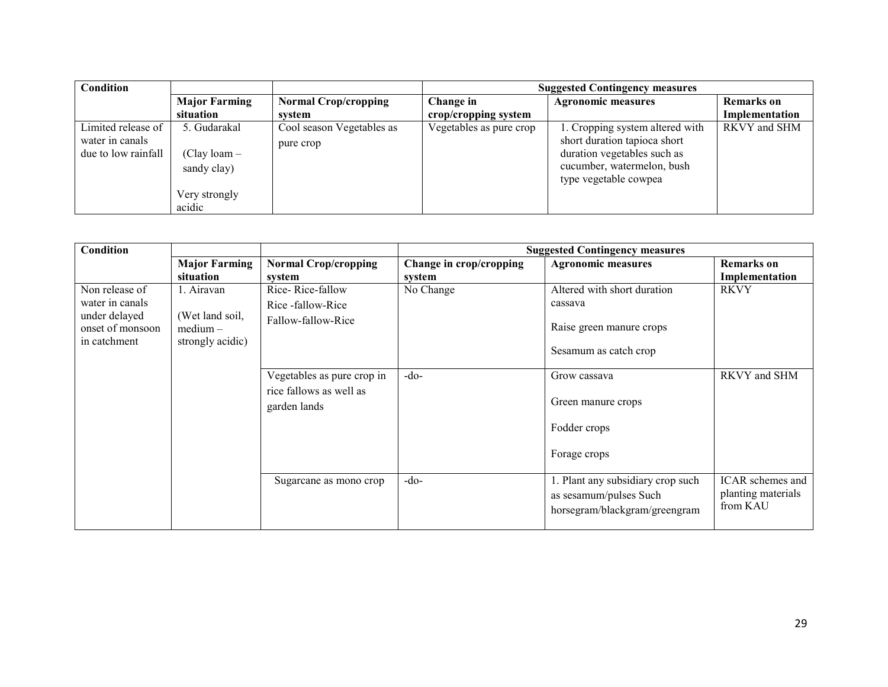| Condition | | | Suggested Contingency measures | | |
|---|---|---|---|---|---|
| | Major Farming situation | Normal Crop/cropping system | Change in crop/cropping system | Agronomic measures | Remarks on Implementation |
| Limited release of water in canals due to low rainfall | 5. Gudarakal (Clay loam – sandy clay) Very strongly acidic | Cool season Vegetables as pure crop | Vegetables as pure crop | 1. Cropping system altered with short duration tapioca short duration vegetables such as cucumber, watermelon, bush type vegetable cowpea | RKVY and SHM |

| Condition | | | Suggested Contingency measures | | |
|---|---|---|---|---|---|
| | Major Farming situation | Normal Crop/cropping system | Change in crop/cropping system | Agronomic measures | Remarks on Implementation |
| Non release of water in canals under delayed onset of monsoon in catchment | 1. Airavan (Wet land soil, medium – strongly acidic) | Rice- Rice-fallow<br>Rice -fallow-Rice<br>Fallow-fallow-Rice | No Change | Altered with short duration cassava<br>Raise green manure crops<br>Sesamum as catch crop | RKVY |
| | | Vegetables as pure crop in rice fallows as well as garden lands | -do- | Grow cassava<br>Green manure crops<br>Fodder crops<br>Forage crops | RKVY and SHM |
| | | Sugarcane as mono crop | -do- | 1. Plant any subsidiary crop such as sesamum/pulses Such horsegram/blackgram/greengram | ICAR schemes and planting materials from KAU |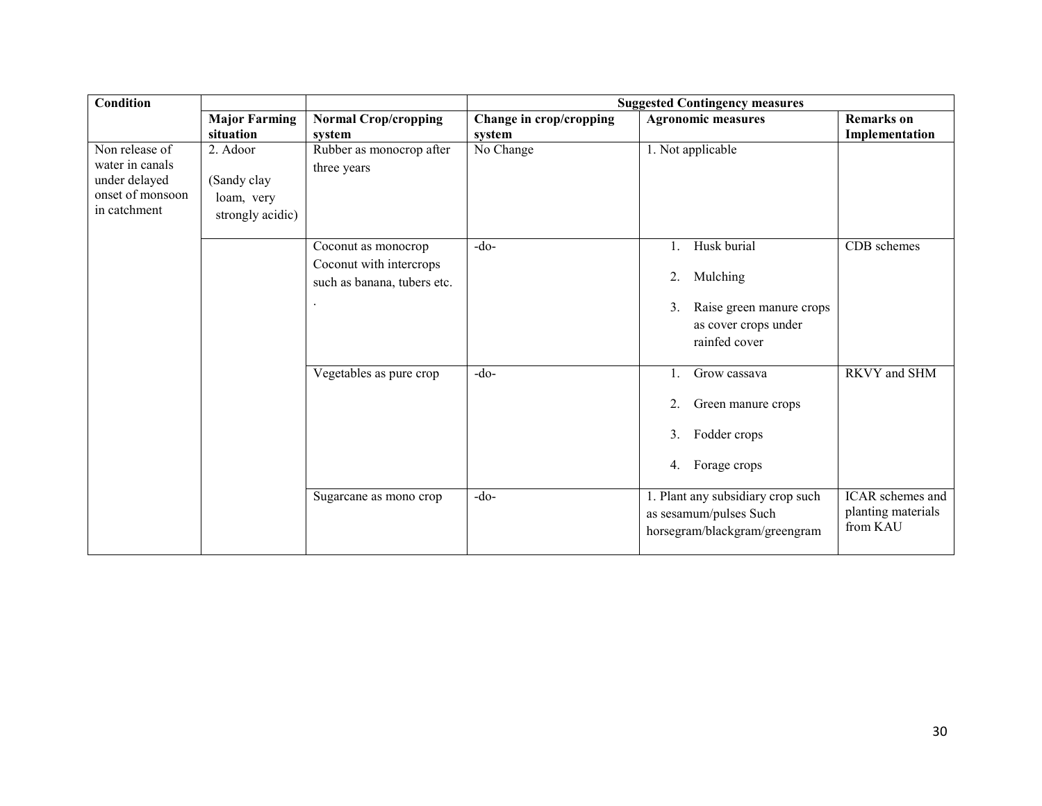| Condition | | | Suggested Contingency measures | | |
|---|---|---|---|---|---|
| | Major Farming situation | Normal Crop/cropping system | Change in crop/cropping system | Agronomic measures | Remarks on Implementation |
| Non release of water in canals under delayed onset of monsoon in catchment | 2. Adoor (Sandy clay loam, very strongly acidic) | Rubber as monocrop after three years | No Change | 1. Not applicable | |
| | | Coconut as monocrop Coconut with intercrops such as banana, tubers etc. . | -do- | 1. Husk burial 2. Mulching 3. Raise green manure crops as cover crops under rainfed cover | CDB schemes |
| | | Vegetables as pure crop | -do- | 1. Grow cassava 2. Green manure crops 3. Fodder crops 4. Forage crops | RKVY and SHM |
| | | Sugarcane as mono crop | -do- | 1. Plant any subsidiary crop such as sesamum/pulses Such horsegram/blackgram/greengram | ICAR schemes and planting materials from KAU |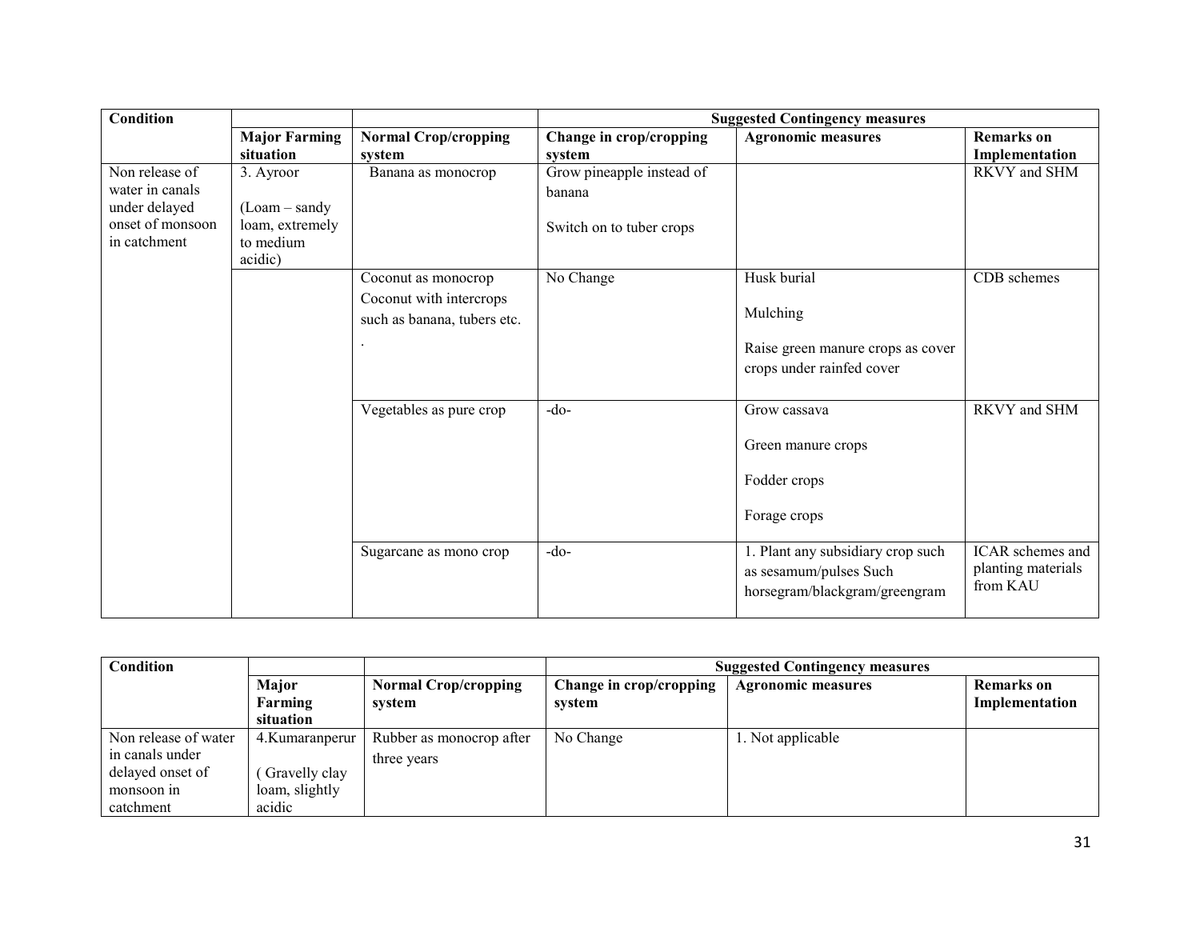| Condition | | | Suggested Contingency measures | | |
|---|---|---|---|---|---|
| | Major Farming situation | Normal Crop/cropping system | Change in crop/cropping system | Agronomic measures | Remarks on Implementation |
| Non release of water in canals under delayed onset of monsoon in catchment | 3. Ayroor (Loam – sandy loam, extremely to medium acidic) | Banana as monocrop | Grow pineapple instead of banana<br>Switch on to tuber crops | | RKVY and SHM |
| | | Coconut as monocrop<br>Coconut with intercrops such as banana, tubers etc.<br>. | No Change | Husk burial<br>Mulching<br>Raise green manure crops as cover crops under rainfed cover | CDB schemes |
| | | Vegetables as pure crop | -do- | Grow cassava<br>Green manure crops<br>Fodder crops<br>Forage crops | RKVY and SHM |
| | | Sugarcane as mono crop | -do- | 1. Plant any subsidiary crop such as sesamum/pulses Such horsegram/blackgram/greengram | ICAR schemes and planting materials from KAU |

| Condition | | | Suggested Contingency measures | | |
|---|---|---|---|---|---|
| | Major Farming situation | Normal Crop/cropping system | Change in crop/cropping system | Agronomic measures | Remarks on Implementation |
| Non release of water in canals under delayed onset of monsoon in catchment | 4.Kumaranperur ( Gravelly clay loam, slightly acidic | Rubber as monocrop after three years | No Change | 1. Not applicable | |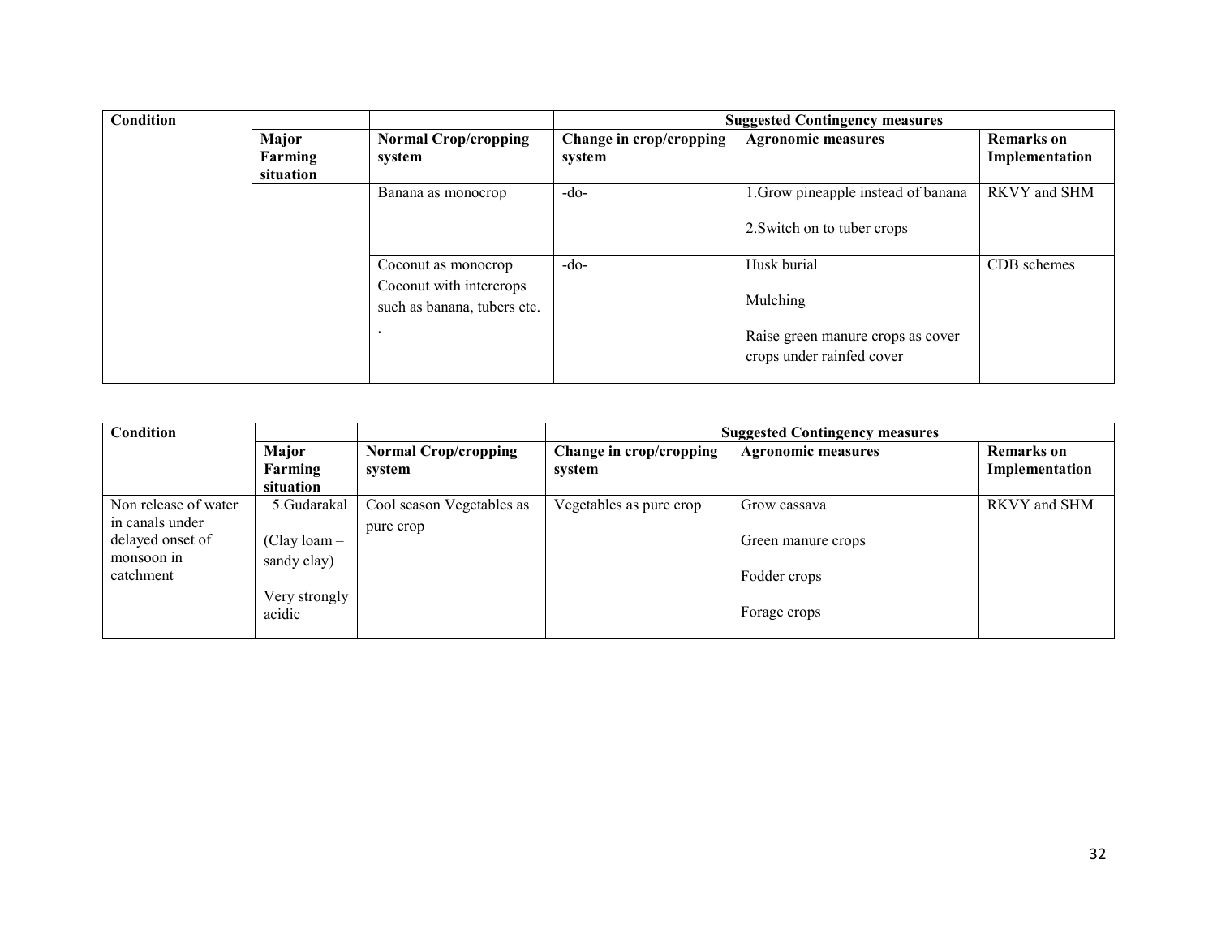| Condition | | | Suggested Contingency measures | | |
|---|---|---|---|---|---|
| | Major Farming situation | Normal Crop/cropping system | Change in crop/cropping system | Agronomic measures | Remarks on Implementation |
| | | Banana as monocrop | -do- | 1.Grow pineapple instead of banana<br><br>2.Switch on to tuber crops | RKVY and SHM |
| | | Coconut as monocrop<br>Coconut with intercrops such as banana, tubers etc.<br>. | -do- | Husk burial<br><br>Mulching<br><br>Raise green manure crops as cover crops under rainfed cover | CDB schemes |

| Condition | | | Suggested Contingency measures | | |
|---|---|---|---|---|---|
| | Major Farming situation | Normal Crop/cropping system | Change in crop/cropping system | Agronomic measures | Remarks on Implementation |
| Non release of water in canals under delayed onset of monsoon in catchment | 5.Gudarakal<br><br>(Clay loam – sandy clay)<br><br>Very strongly acidic | Cool season Vegetables as pure crop | Vegetables as pure crop | Grow cassava<br><br>Green manure crops<br><br>Fodder crops<br><br>Forage crops | RKVY and SHM |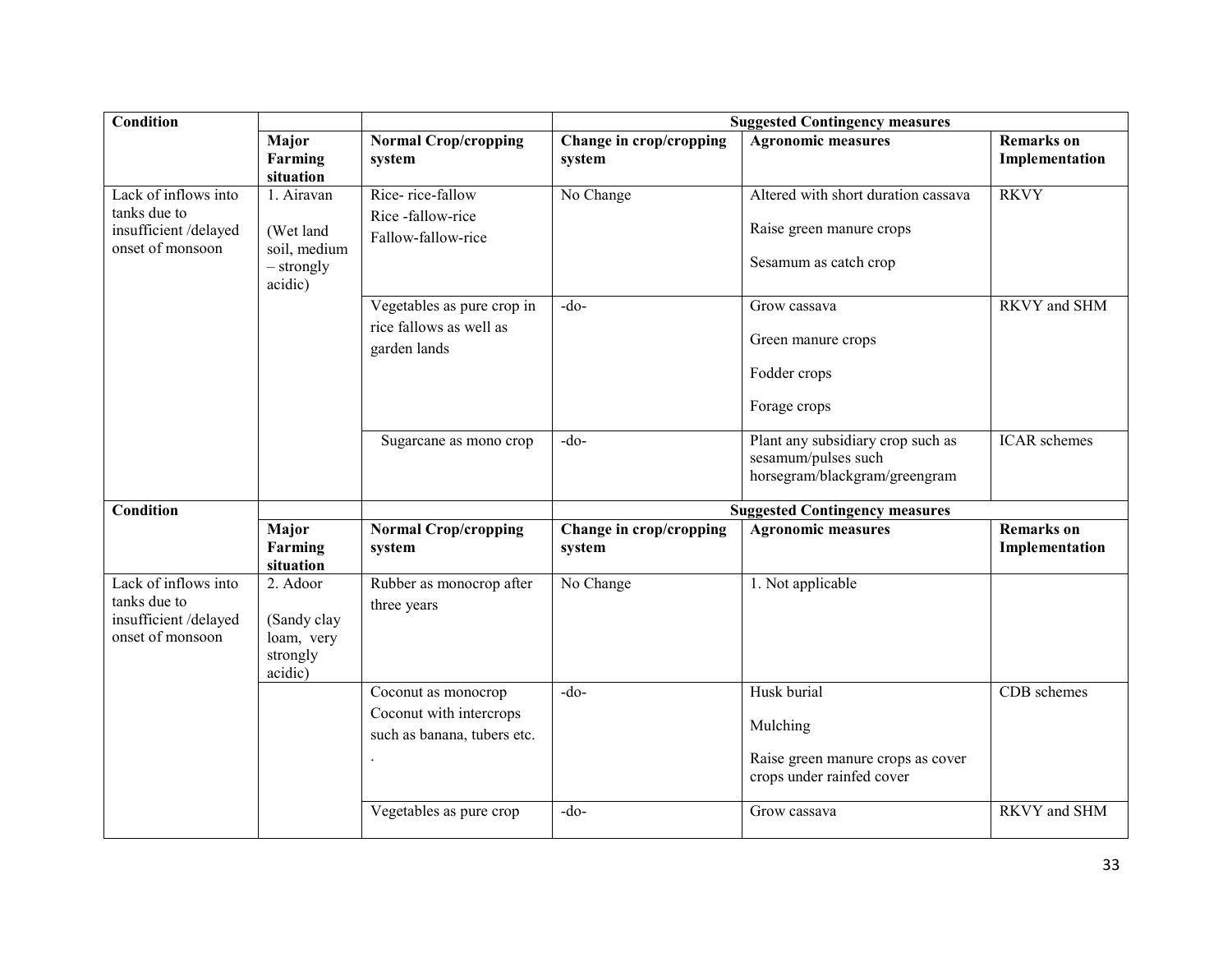| Condition | | | Suggested Contingency measures | | |
|---|---|---|---|---|---|
| | Major Farming situation | Normal Crop/cropping system | Change in crop/cropping system | Agronomic measures | Remarks on Implementation |
| Lack of inflows into tanks due to insufficient /delayed onset of monsoon | 1. Airavan (Wet land soil, medium – strongly acidic) | Rice- rice-fallow<br>Rice -fallow-rice<br>Fallow-fallow-rice | No Change | Altered with short duration cassava<br>Raise green manure crops<br>Sesamum as catch crop | RKVY |
| | | Vegetables as pure crop in rice fallows as well as garden lands | -do- | Grow cassava<br>Green manure crops<br>Fodder crops<br>Forage crops | RKVY and SHM |
| | | Sugarcane as mono crop | -do- | Plant any subsidiary crop such as sesamum/pulses such horsegram/blackgram/greengram | ICAR schemes |

| Condition | | | Suggested Contingency measures | | |
|---|---|---|---|---|---|
| | Major Farming situation | Normal Crop/cropping system | Change in crop/cropping system | Agronomic measures | Remarks on Implementation |
| Lack of inflows into tanks due to insufficient /delayed onset of monsoon | 2. Adoor (Sandy clay loam, very strongly acidic) | Rubber as monocrop after three years | No Change | 1. Not applicable | |
| | | Coconut as monocrop<br>Coconut with intercrops such as banana, tubers etc.<br>. | -do- | Husk burial<br>Mulching<br>Raise green manure crops as cover crops under rainfed cover | CDB schemes |
| | | Vegetables as pure crop | -do- | Grow cassava | RKVY and SHM |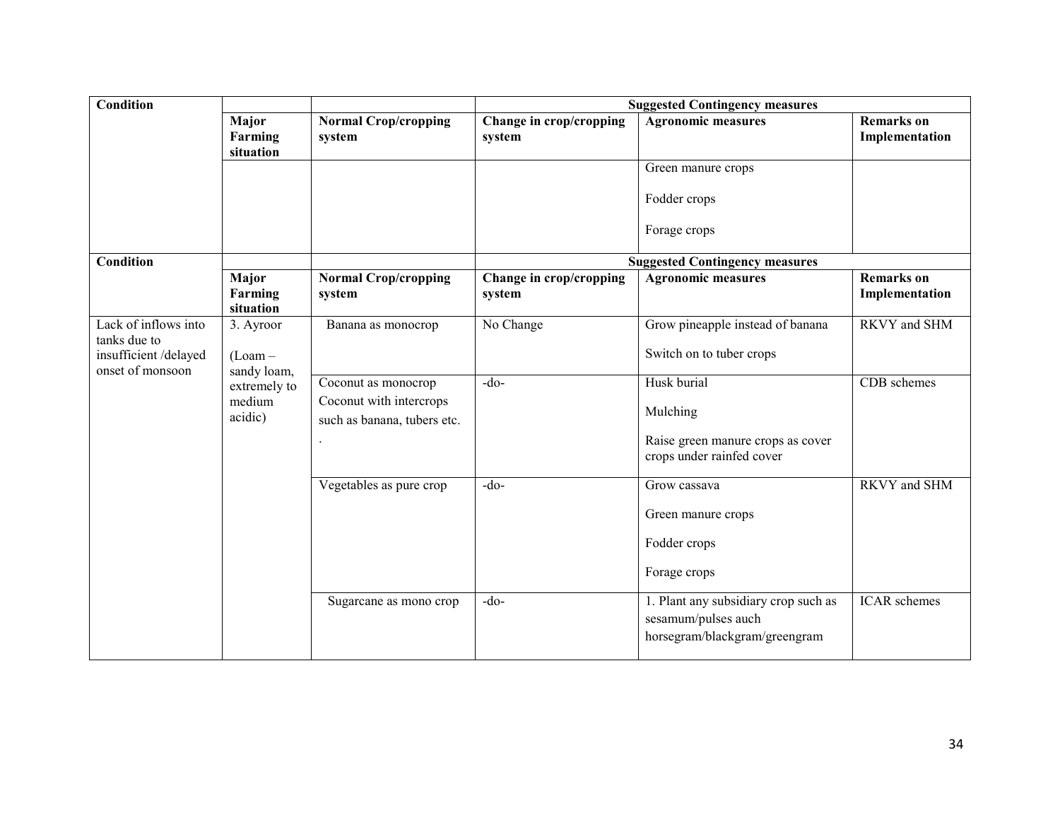| Condition | | | Suggested Contingency measures | | |
|---|---|---|---|---|---|
| | Major Farming situation | Normal Crop/cropping system | Change in crop/cropping system | Agronomic measures | Remarks on Implementation |
| | | | | Green manure crops<br><br>Fodder crops<br><br>Forage crops | |

| Condition | | | Suggested Contingency measures | | |
|---|---|---|---|---|---|
| | Major Farming situation | Normal Crop/cropping system | Change in crop/cropping system | Agronomic measures | Remarks on Implementation |
| Lack of inflows into tanks due to insufficient /delayed onset of monsoon | 3. Ayroor<br><br>(Loam – sandy loam, extremely to medium acidic) | Banana as monocrop | No Change | Grow pineapple instead of banana<br><br>Switch on to tuber crops | RKVY and SHM |
| | | Coconut as monocrop<br>Coconut with intercrops such as banana, tubers etc.<br>. | -do- | Husk burial<br><br>Mulching<br><br>Raise green manure crops as cover crops under rainfed cover | CDB schemes |
| | | Vegetables as pure crop | -do- | Grow cassava<br><br>Green manure crops<br><br>Fodder crops<br><br>Forage crops | RKVY and SHM |
| | | Sugarcane as mono crop | -do- | 1. Plant any subsidiary crop such as sesamum/pulses auch horsegram/blackgram/greengram | ICAR schemes |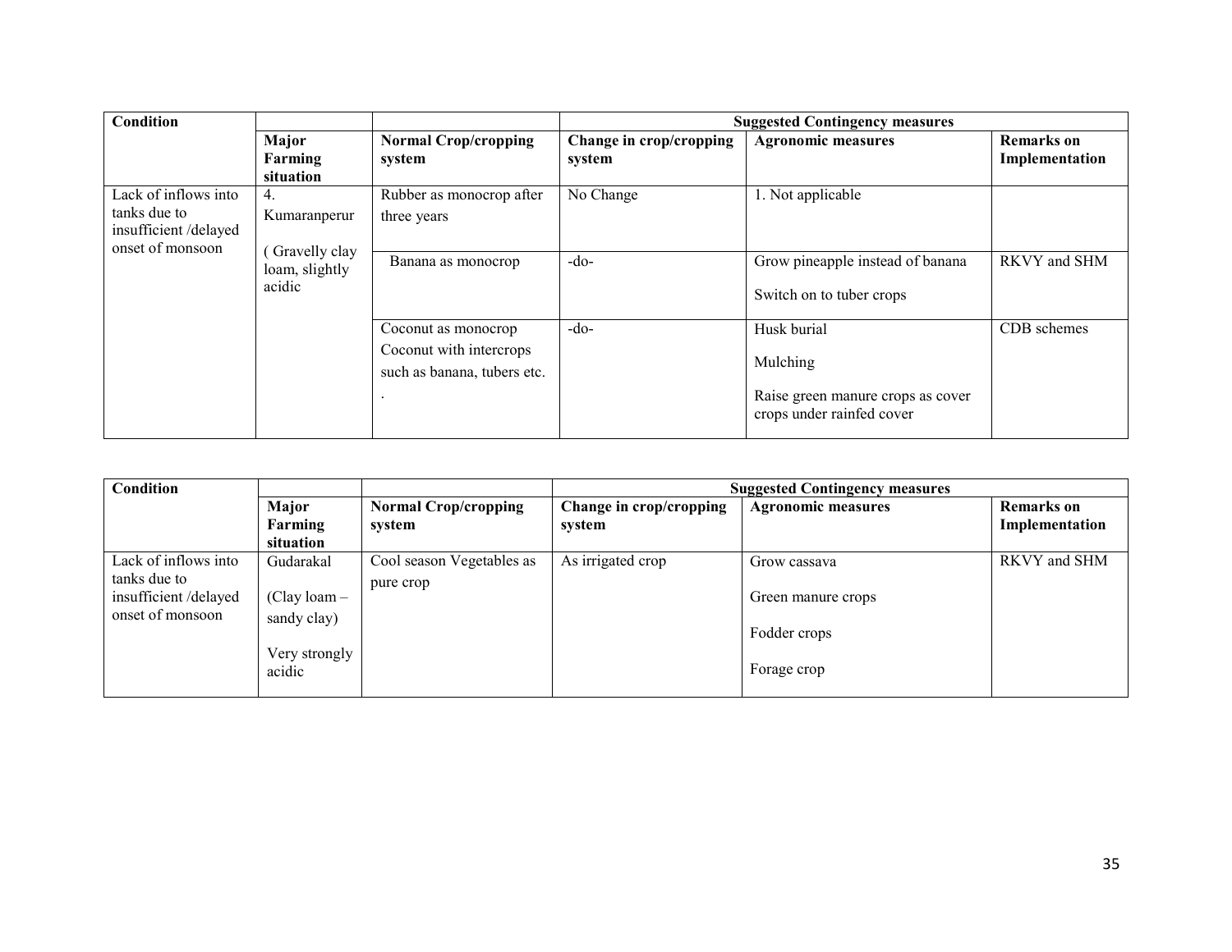| Condition | | | Suggested Contingency measures | | |
|---|---|---|---|---|---|
| | Major Farming situation | Normal Crop/cropping system | Change in crop/cropping system | Agronomic measures | Remarks on Implementation |
| Lack of inflows into tanks due to insufficient /delayed onset of monsoon | 4. Kumaranperur ( Gravelly clay loam, slightly acidic | Rubber as monocrop after three years | No Change | 1. Not applicable | |
| | | Banana as monocrop | -do- | Grow pineapple instead of banana<br>Switch on to tuber crops | RKVY and SHM |
| | | Coconut as monocrop<br>Coconut with intercrops such as banana, tubers etc.<br>. | -do- | Husk burial<br>Mulching<br>Raise green manure crops as cover crops under rainfed cover | CDB schemes |

| Condition | | | Suggested Contingency measures | | |
|---|---|---|---|---|---|
| | Major Farming situation | Normal Crop/cropping system | Change in crop/cropping system | Agronomic measures | Remarks on Implementation |
| Lack of inflows into tanks due to insufficient /delayed onset of monsoon | Gudarakal<br>(Clay loam – sandy clay)<br>Very strongly acidic | Cool season Vegetables as pure crop | As irrigated crop | Grow cassava<br>Green manure crops<br>Fodder crops<br>Forage crop | RKVY and SHM |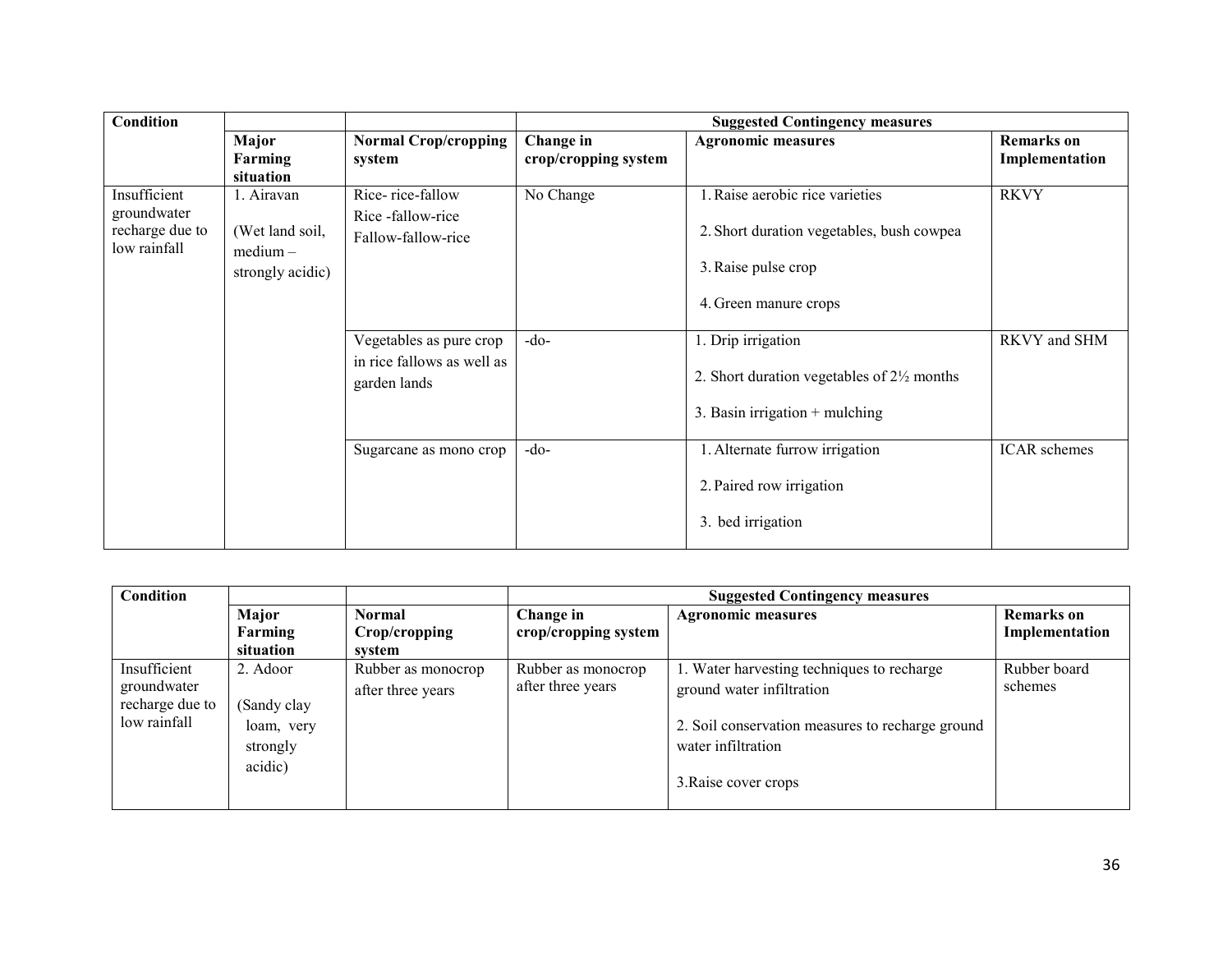| Condition | | | Suggested Contingency measures | | |
|---|---|---|---|---|---|
| | Major Farming situation | Normal Crop/cropping system | Change in crop/cropping system | Agronomic measures | Remarks on Implementation |
| Insufficient groundwater recharge due to low rainfall | 1. Airavan (Wet land soil, medium – strongly acidic) | Rice- rice-fallow<br>Rice -fallow-rice<br>Fallow-fallow-rice | No Change | 1. Raise aerobic rice varieties<br>2. Short duration vegetables, bush cowpea<br>3. Raise pulse crop<br>4. Green manure crops | RKVY |
| | | Vegetables as pure crop in rice fallows as well as garden lands | -do- | 1. Drip irrigation<br>2. Short duration vegetables of 2½ months<br>3. Basin irrigation + mulching | RKVY and SHM |
| | | Sugarcane as mono crop | -do- | 1. Alternate furrow irrigation<br>2. Paired row irrigation<br>3. bed irrigation | ICAR schemes |

| Condition | | | Suggested Contingency measures | | |
|---|---|---|---|---|---|
| | Major Farming situation | Normal Crop/cropping system | Change in crop/cropping system | Agronomic measures | Remarks on Implementation |
| Insufficient groundwater recharge due to low rainfall | 2. Adoor (Sandy clay loam, very strongly acidic) | Rubber as monocrop after three years | Rubber as monocrop after three years | 1. Water harvesting techniques to recharge ground water infiltration<br>2. Soil conservation measures to recharge ground water infiltration<br>3.Raise cover crops | Rubber board schemes |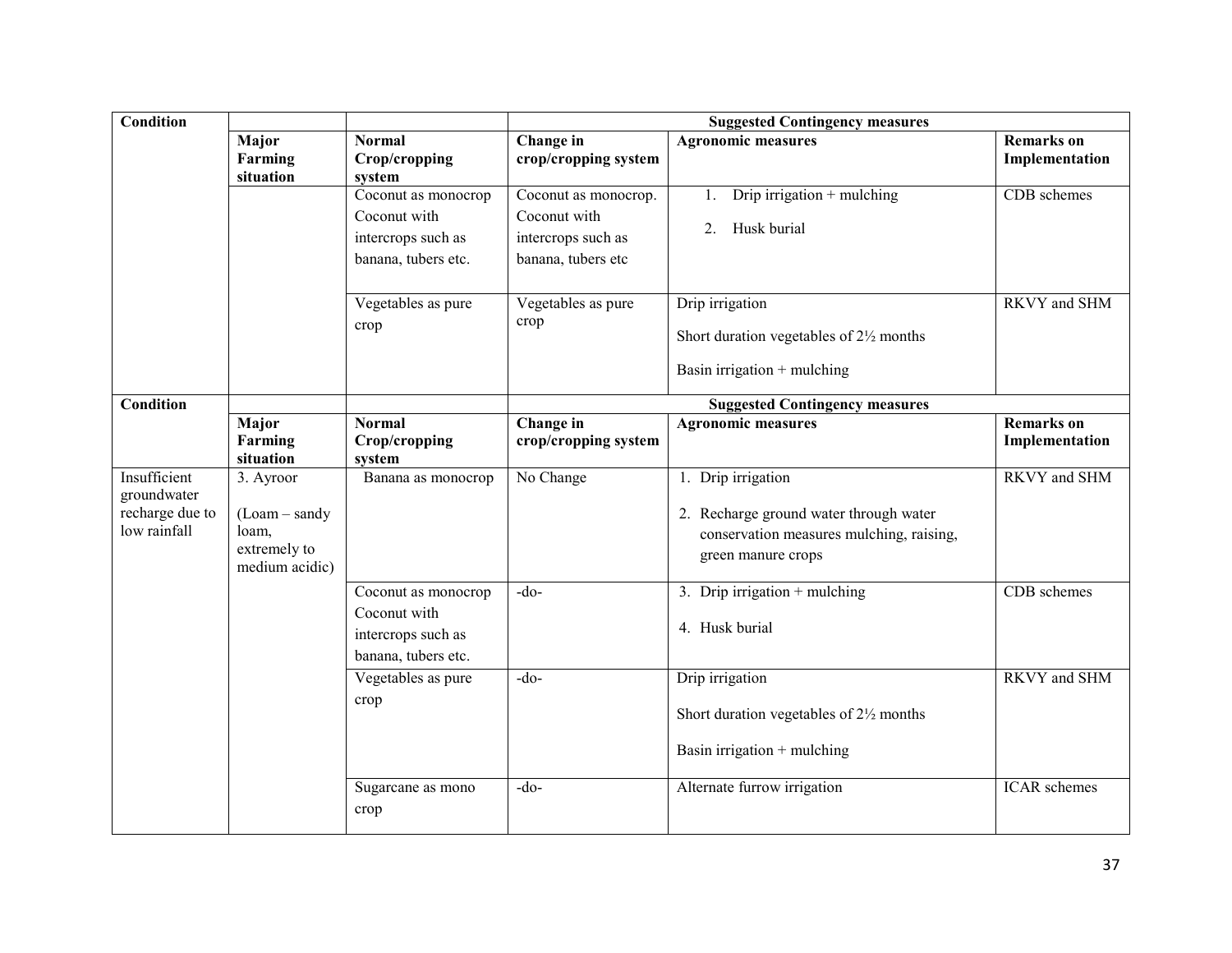| Condition | | | Suggested Contingency measures | | |
|---|---|---|---|---|---|
| | Major Farming situation | Normal Crop/cropping system | Change in crop/cropping system | Agronomic measures | Remarks on Implementation |
| | | Coconut as monocrop Coconut with intercrops such as banana, tubers etc. | Coconut as monocrop. Coconut with intercrops such as banana, tubers etc | 1. Drip irrigation + mulching<br>2. Husk burial | CDB schemes |
| | | Vegetables as pure crop | Vegetables as pure crop | Drip irrigation<br>Short duration vegetables of 2½ months<br>Basin irrigation + mulching | RKVY and SHM |

| Condition | | | Suggested Contingency measures | | |
|---|---|---|---|---|---|
| | Major Farming situation | Normal Crop/cropping system | Change in crop/cropping system | Agronomic measures | Remarks on Implementation |
| Insufficient groundwater recharge due to low rainfall | 3. Ayroor<br>(Loam – sandy loam, extremely to medium acidic) | Banana as monocrop | No Change | 1. Drip irrigation<br>2. Recharge ground water through water conservation measures mulching, raising, green manure crops | RKVY and SHM |
| | | Coconut as monocrop Coconut with intercrops such as banana, tubers etc. | -do- | 3. Drip irrigation + mulching<br>4. Husk burial | CDB schemes |
| | | Vegetables as pure crop | -do- | Drip irrigation<br>Short duration vegetables of 2½ months<br>Basin irrigation + mulching | RKVY and SHM |
| | | Sugarcane as mono crop | -do- | Alternate furrow irrigation | ICAR schemes |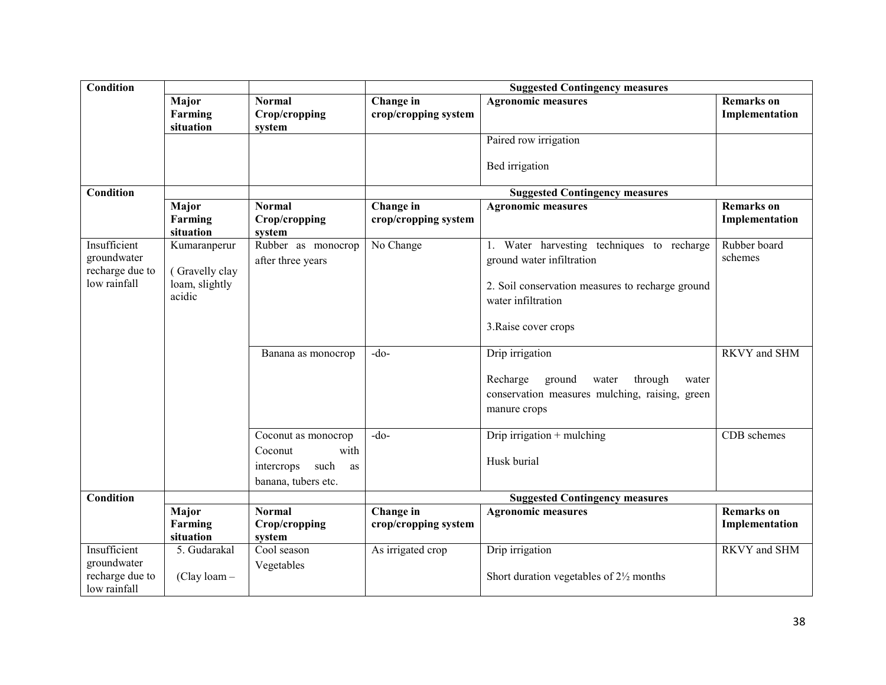| Condition | | | Suggested Contingency measures | | |
|---|---|---|---|---|---|
| | Major Farming situation | Normal Crop/cropping system | Change in crop/cropping system | Agronomic measures | Remarks on Implementation |
| | | | | Paired row irrigation<br><br>Bed irrigation | |

| Condition | | | Suggested Contingency measures | | |
|---|---|---|---|---|---|
| | Major Farming situation | Normal Crop/cropping system | Change in crop/cropping system | Agronomic measures | Remarks on Implementation |
| Insufficient groundwater recharge due to low rainfall | Kumaranperur<br><br>( Gravelly clay loam, slightly acidic | Rubber as monocrop after three years | No Change | 1. Water harvesting techniques to recharge ground water infiltration<br><br>2. Soil conservation measures to recharge ground water infiltration<br><br>3.Raise cover crops | Rubber board schemes |
| | | Banana as monocrop | -do- | Drip irrigation<br><br>Recharge ground water through water conservation measures mulching, raising, green manure crops | RKVY and SHM |
| | | Coconut as monocrop<br>Coconut with intercrops such as banana, tubers etc. | -do- | Drip irrigation + mulching<br><br>Husk burial | CDB schemes |

| Condition | | | Suggested Contingency measures | | |
|---|---|---|---|---|---|
| | Major Farming situation | Normal Crop/cropping system | Change in crop/cropping system | Agronomic measures | Remarks on Implementation |
| Insufficient groundwater recharge due to low rainfall | 5. Gudarakal<br><br>(Clay loam – | Cool season Vegetables | As irrigated crop | Drip irrigation<br><br>Short duration vegetables of 2½ months | RKVY and SHM |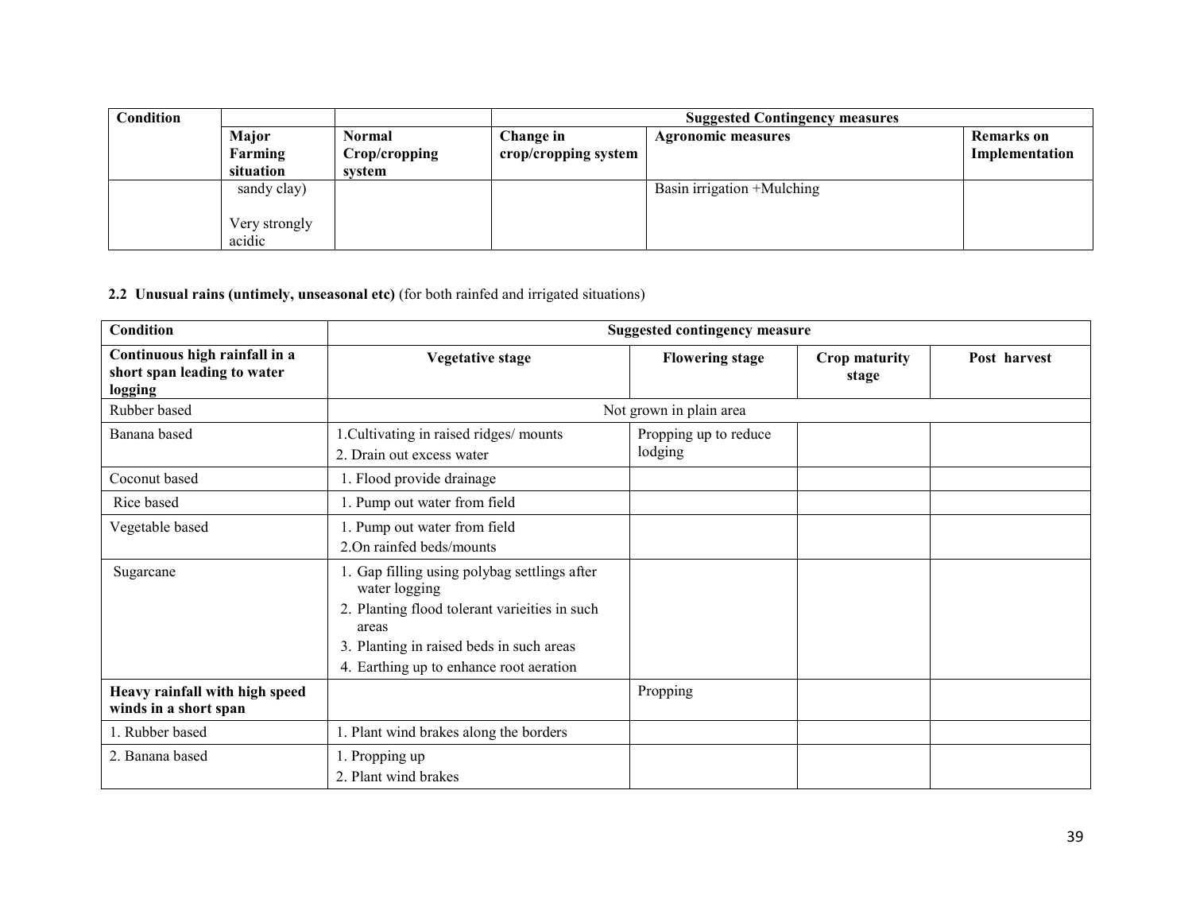| Condition | | | Suggested Contingency measures | | |
|---|---|---|---|---|---|
| | **Major Farming situation** | **Normal Crop/cropping system** | **Change in crop/cropping system** | **Agronomic measures** | **Remarks on Implementation** |
| | sandy clay)<br><br>Very strongly acidic | | | Basin irrigation +Mulching | |

**2.2 Unusual rains (untimely, unseasonal etc)** (for both rainfed and irrigated situations)

| Condition | Suggested contingency measure | | | |
|---|---|---|---|---|
| **Continuous high rainfall in a short span leading to water logging** | **Vegetative stage** | **Flowering stage** | **Crop maturity stage** | **Post harvest** |
| Rubber based | Not grown in plain area | | | |
| Banana based | 1.Cultivating in raised ridges/ mounts<br>2. Drain out excess water | Propping up to reduce lodging | | |
| Coconut based | 1. Flood provide drainage | | | |
| Rice based | 1. Pump out water from field | | | |
| Vegetable based | 1. Pump out water from field<br>2.On rainfed beds/mounts | | | |
| Sugarcane | 1. Gap filling using polybag settlings after water logging<br>2. Planting flood tolerant varieities in such areas<br>3. Planting in raised beds in such areas<br>4. Earthing up to enhance root aeration | | | |
| **Heavy rainfall with high speed winds in a short span** | | Propping | | |
| 1. Rubber based | 1. Plant wind brakes along the borders | | | |
| 2. Banana based | 1. Propping up<br>2. Plant wind brakes | | | |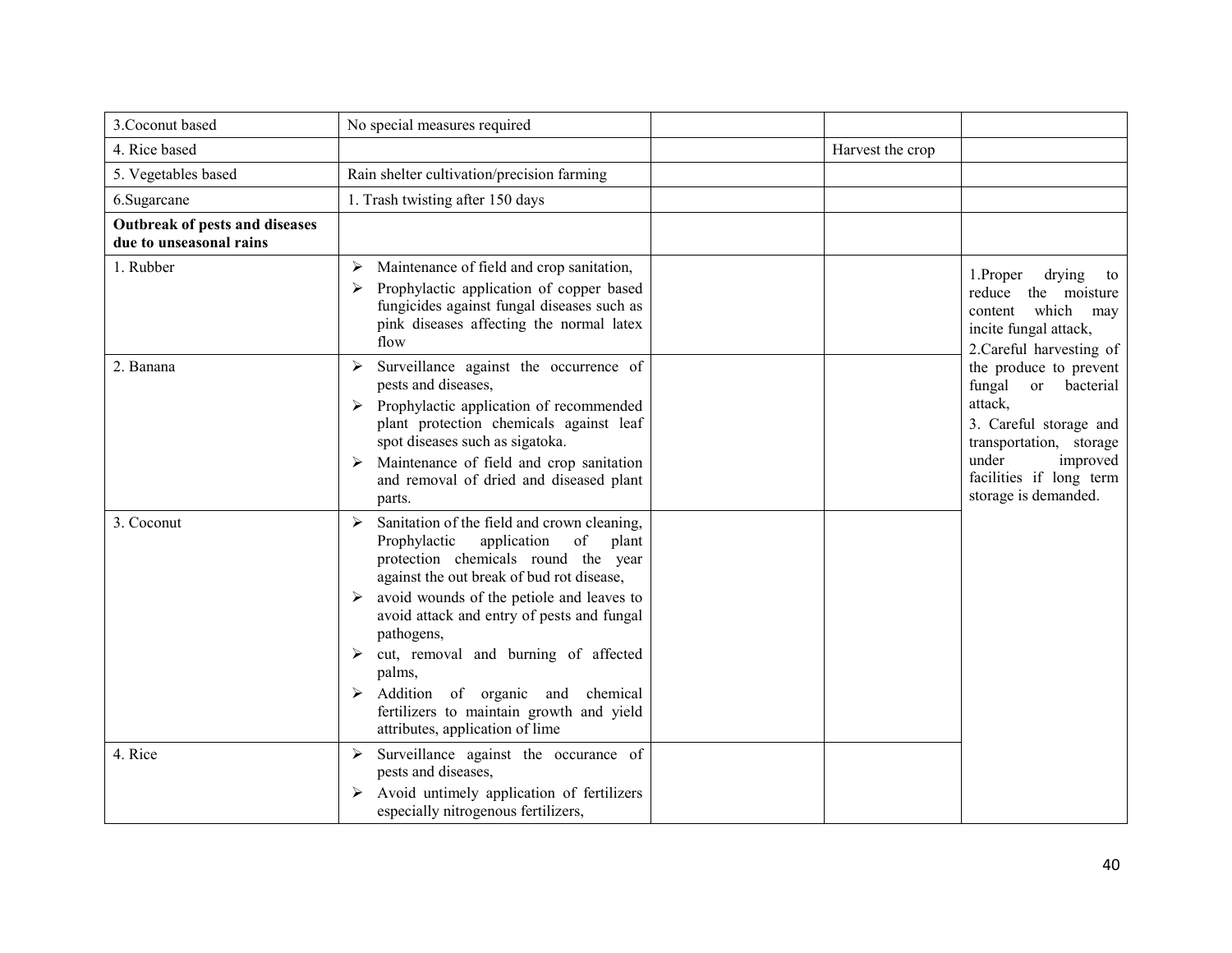| 3.Coconut based | No special measures required | | | |
|---|---|---|---|---|
| 4. Rice based | | | Harvest the crop | |
| 5. Vegetables based | Rain shelter cultivation/precision farming | | | |
| 6.Sugarcane | 1. Trash twisting after 150 days | | | |
| **Outbreak of pests and diseases due to unseasonal rains** | | | | |
| 1. Rubber | ➢ Maintenance of field and crop sanitation,<br>➢ Prophylactic application of copper based fungicides against fungal diseases such as pink diseases affecting the normal latex flow | | | 1.Proper drying to reduce the moisture content which may incite fungal attack,<br>2.Careful harvesting of the produce to prevent fungal or bacterial attack,<br>3. Careful storage and transportation, storage under improved facilities if long term storage is demanded. |
| 2. Banana | ➢ Surveillance against the occurrence of pests and diseases,<br>➢ Prophylactic application of recommended plant protection chemicals against leaf spot diseases such as sigatoka.<br>➢ Maintenance of field and crop sanitation and removal of dried and diseased plant parts. | | | |
| 3. Coconut | ➢ Sanitation of the field and crown cleaning, Prophylactic application of plant protection chemicals round the year against the out break of bud rot disease,<br>➢ avoid wounds of the petiole and leaves to avoid attack and entry of pests and fungal pathogens,<br>➢ cut, removal and burning of affected palms,<br>➢ Addition of organic and chemical fertilizers to maintain growth and yield attributes, application of lime | | | |
| 4. Rice | ➢ Surveillance against the occurance of pests and diseases,<br>➢ Avoid untimely application of fertilizers especially nitrogenous fertilizers, | | | |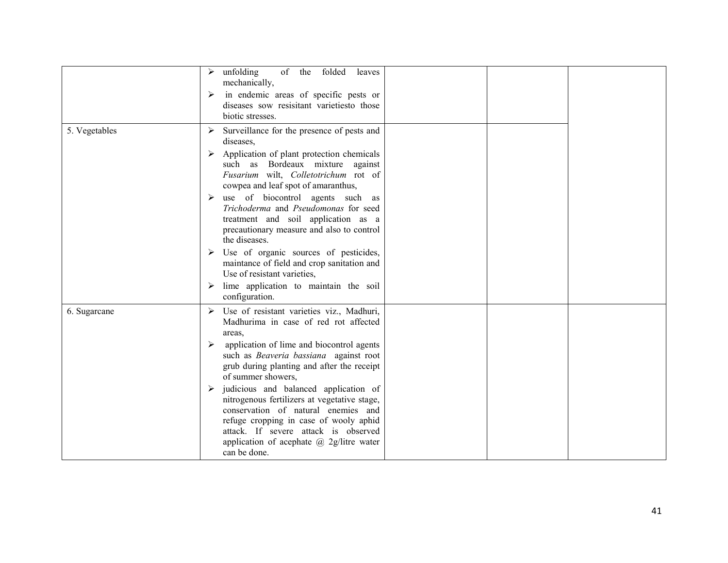| | | | | |
|---|---|---|---|---|
| | ➢ unfolding of the folded leaves mechanically,<br>➢ in endemic areas of specific pests or diseases sow resisitant varietiesto those biotic stresses. | | | |
| 5. Vegetables | ➢ Surveillance for the presence of pests and diseases,<br>➢ Application of plant protection chemicals such as Bordeaux mixture against *Fusarium* wilt, *Colletotrichum* rot of cowpea and leaf spot of amaranthus,<br>➢ use of biocontrol agents such as *Trichoderma* and *Pseudomonas* for seed treatment and soil application as a precautionary measure and also to control the diseases.<br>➢ Use of organic sources of pesticides, maintance of field and crop sanitation and Use of resistant varieties,<br>➢ lime application to maintain the soil configuration. | | | |
| 6. Sugarcane | ➢ Use of resistant varieties viz., Madhuri, Madhurima in case of red rot affected areas,<br>➢ application of lime and biocontrol agents such as *Beaveria bassiana* against root grub during planting and after the receipt of summer showers,<br>➢ judicious and balanced application of nitrogenous fertilizers at vegetative stage, conservation of natural enemies and refuge cropping in case of wooly aphid attack. If severe attack is observed application of acephate @ 2g/litre water can be done. | | | |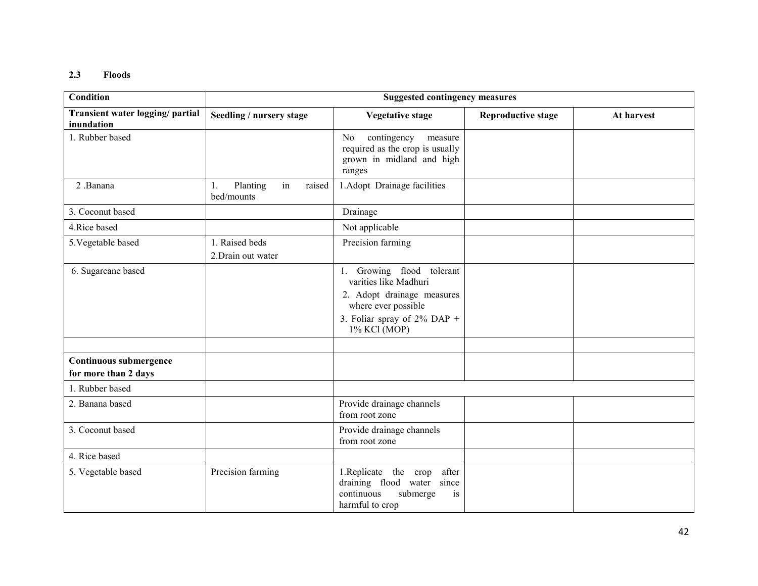### 2.3 Floods

| Condition | Suggested contingency measures | | | |
|---|---|---|---|---|
| **Transient water logging/ partial inundation** | **Seedling / nursery stage** | **Vegetative stage** | **Reproductive stage** | **At harvest** |
| 1. Rubber based | | No contingency measure required as the crop is usually grown in midland and high ranges | | |
| 2 .Banana | 1. Planting in raised bed/mounts | 1.Adopt Drainage facilities | | |
| 3. Coconut based | | Drainage | | |
| 4.Rice based | | Not applicable | | |
| 5.Vegetable based | 1. Raised beds<br>2.Drain out water | Precision farming | | |
| 6. Sugarcane based | | 1. Growing flood tolerant varities like Madhuri<br>2. Adopt drainage measures where ever possible<br>3. Foliar spray of 2% DAP + 1% KCl (MOP) | | |
| | | | | |
| **Continuous submergence for more than 2 days** | | | | |
| 1. Rubber based | | | | |
| 2. Banana based | | Provide drainage channels from root zone | | |
| 3. Coconut based | | Provide drainage channels from root zone | | |
| 4. Rice based | | | | |
| 5. Vegetable based | Precision farming | 1.Replicate the crop after draining flood water since continuous submerge is harmful to crop | | |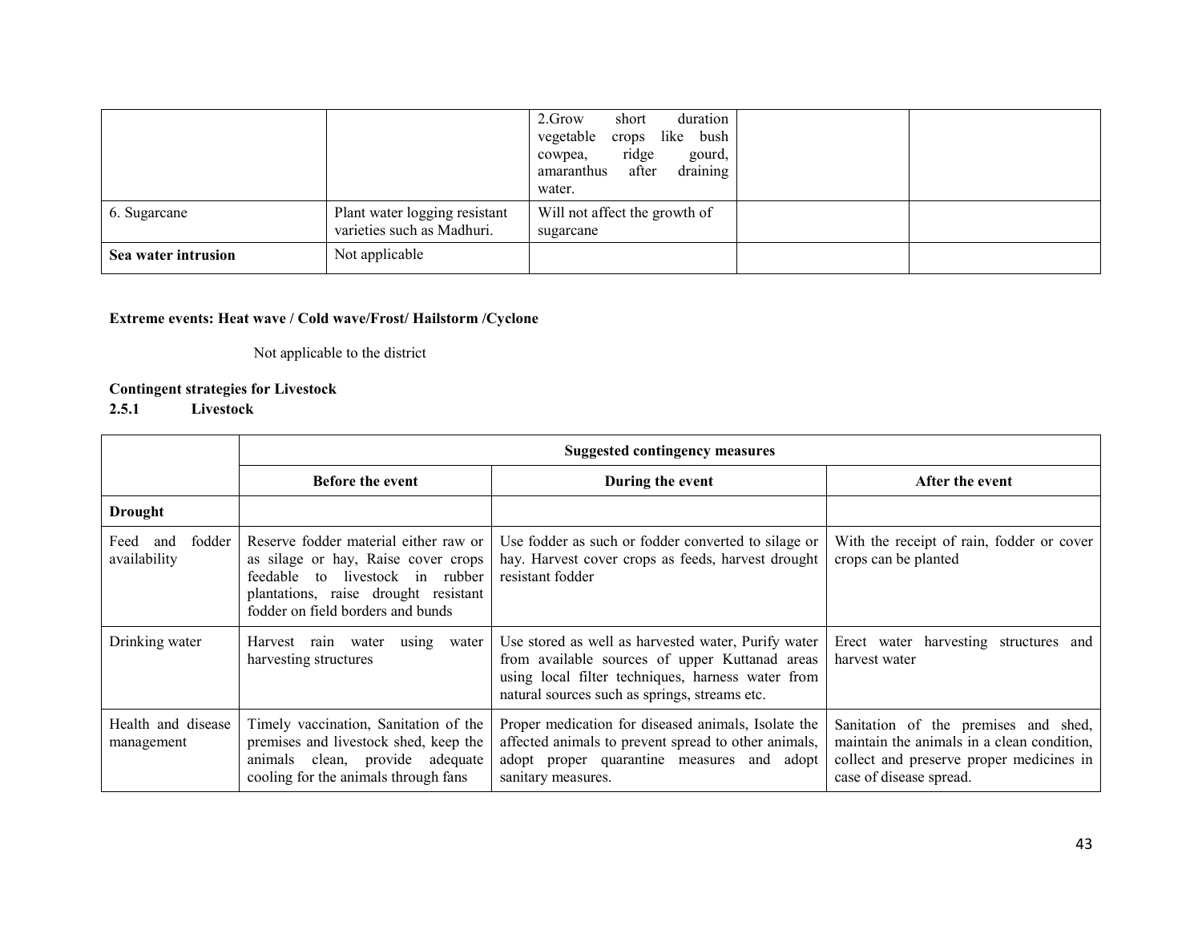| | | 2.Grow short duration vegetable crops like bush cowpea, ridge gourd, amaranthus after draining water. | | |
|---|---|---|---|---|
| 6. Sugarcane | Plant water logging resistant varieties such as Madhuri. | Will not affect the growth of sugarcane | | |
| **Sea water intrusion** | Not applicable | | | |

**Extreme events: Heat wave / Cold wave/Frost/ Hailstorm /Cyclone**

Not applicable to the district

**Contingent strategies for Livestock**

**2.5.1 Livestock**

| | **Suggested contingency measures** | | |
|---|---|---|---|
| | **Before the event** | **During the event** | **After the event** |
| **Drought** | | | |
| Feed and fodder availability | Reserve fodder material either raw or as silage or hay, Raise cover crops feedable to livestock in rubber plantations, raise drought resistant fodder on field borders and bunds | Use fodder as such or fodder converted to silage or hay. Harvest cover crops as feeds, harvest drought resistant fodder | With the receipt of rain, fodder or cover crops can be planted |
| Drinking water | Harvest rain water using water harvesting structures | Use stored as well as harvested water, Purify water from available sources of upper Kuttanad areas using local filter techniques, harness water from natural sources such as springs, streams etc. | Erect water harvesting structures and harvest water |
| Health and disease management | Timely vaccination, Sanitation of the premises and livestock shed, keep the animals clean, provide adequate cooling for the animals through fans | Proper medication for diseased animals, Isolate the affected animals to prevent spread to other animals, adopt proper quarantine measures and adopt sanitary measures. | Sanitation of the premises and shed, maintain the animals in a clean condition, collect and preserve proper medicines in case of disease spread. |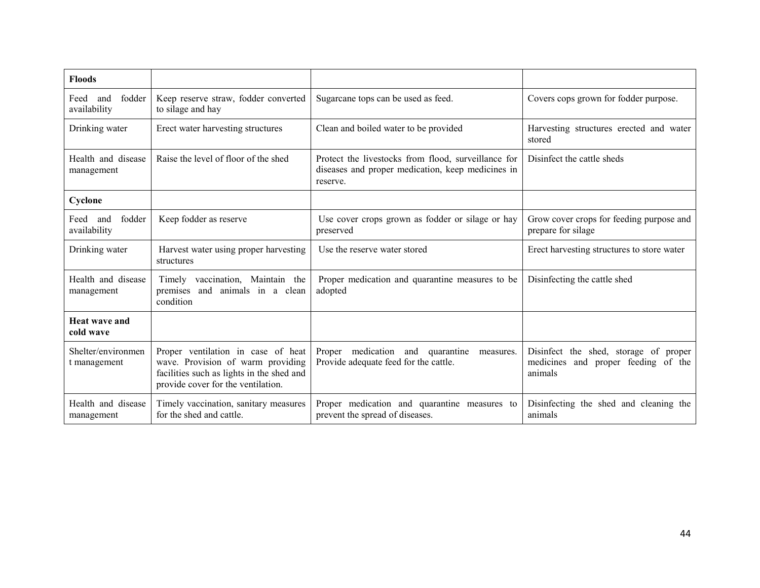| **Floods** | | | |
|---|---|---|---|
| Feed and fodder availability | Keep reserve straw, fodder converted to silage and hay | Sugarcane tops can be used as feed. | Covers cops grown for fodder purpose. |
| Drinking water | Erect water harvesting structures | Clean and boiled water to be provided | Harvesting structures erected and water stored |
| Health and disease management | Raise the level of floor of the shed | Protect the livestocks from flood, surveillance for diseases and proper medication, keep medicines in reserve. | Disinfect the cattle sheds |
| **Cyclone** | | | |
| Feed and fodder availability | Keep fodder as reserve | Use cover crops grown as fodder or silage or hay preserved | Grow cover crops for feeding purpose and prepare for silage |
| Drinking water | Harvest water using proper harvesting structures | Use the reserve water stored | Erect harvesting structures to store water |
| Health and disease management | Timely vaccination, Maintain the premises and animals in a clean condition | Proper medication and quarantine measures to be adopted | Disinfecting the cattle shed |
| **Heat wave and cold wave** | | | |
| Shelter/environment management | Proper ventilation in case of heat wave. Provision of warm providing facilities such as lights in the shed and provide cover for the ventilation. | Proper medication and quarantine measures. Provide adequate feed for the cattle. | Disinfect the shed, storage of proper medicines and proper feeding of the animals |
| Health and disease management | Timely vaccination, sanitary measures for the shed and cattle. | Proper medication and quarantine measures to prevent the spread of diseases. | Disinfecting the shed and cleaning the animals |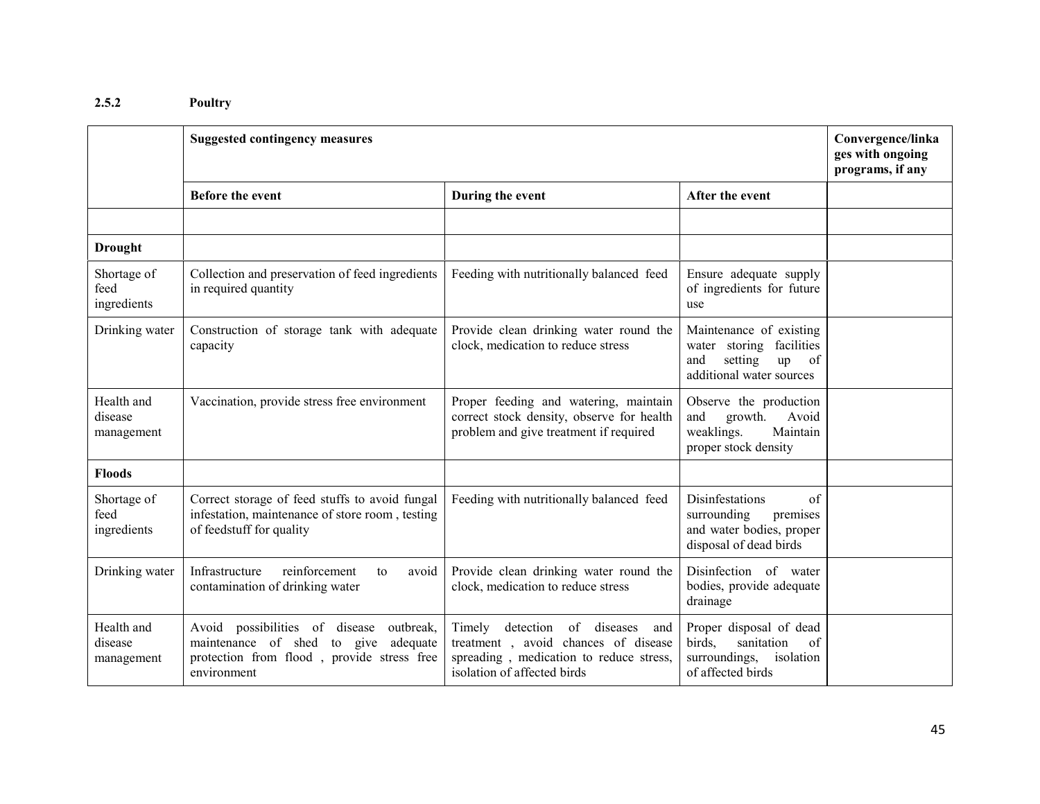### 2.5.2 Poultry

| | Suggested contingency measures | | | Convergence/linkages with ongoing programs, if any |
|---|---|---|---|---|
| | **Before the event** | **During the event** | **After the event** | |
| | | | | |
| **Drought** | | | | |
| Shortage of feed ingredients | Collection and preservation of feed ingredients in required quantity | Feeding with nutritionally balanced feed | Ensure adequate supply of ingredients for future use | |
| Drinking water | Construction of storage tank with adequate capacity | Provide clean drinking water round the clock, medication to reduce stress | Maintenance of existing water storing facilities and setting up of additional water sources | |
| Health and disease management | Vaccination, provide stress free environment | Proper feeding and watering, maintain correct stock density, observe for health problem and give treatment if required | Observe the production and growth. Avoid weaklings. Maintain proper stock density | |
| **Floods** | | | | |
| Shortage of feed ingredients | Correct storage of feed stuffs to avoid fungal infestation, maintenance of store room , testing of feedstuff for quality | Feeding with nutritionally balanced feed | Disinfestations of surrounding premises and water bodies, proper disposal of dead birds | |
| Drinking water | Infrastructure reinforcement to avoid contamination of drinking water | Provide clean drinking water round the clock, medication to reduce stress | Disinfection of water bodies, provide adequate drainage | |
| Health and disease management | Avoid possibilities of disease outbreak, maintenance of shed to give adequate protection from flood , provide stress free environment | Timely detection of diseases and treatment , avoid chances of disease spreading , medication to reduce stress, isolation of affected birds | Proper disposal of dead birds, sanitation of surroundings, isolation of affected birds | |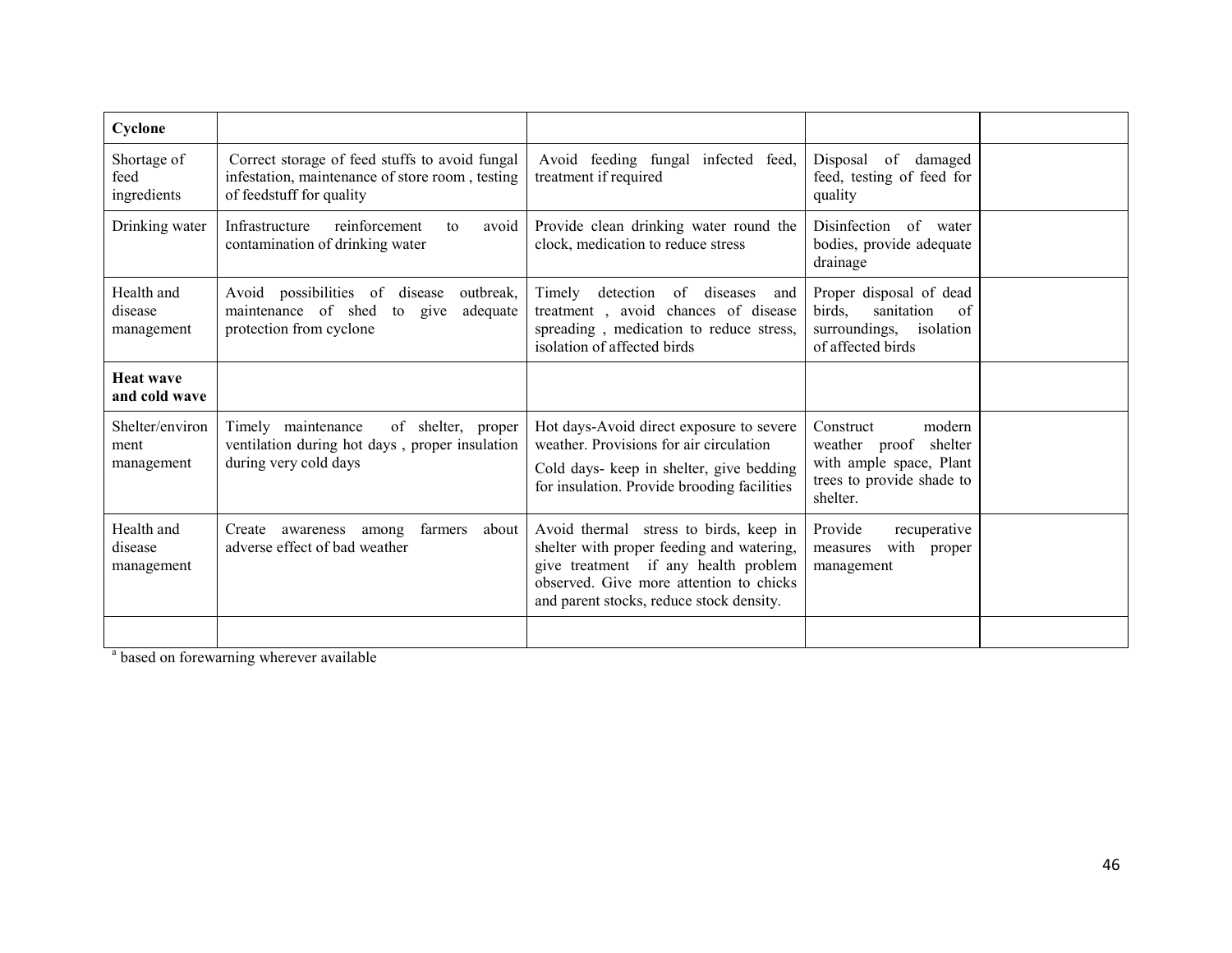| **Cyclone** | | | | |
|---|---|---|---|---|
| Shortage of feed ingredients | Correct storage of feed stuffs to avoid fungal infestation, maintenance of store room , testing of feedstuff for quality | Avoid feeding fungal infected feed, treatment if required | Disposal of damaged feed, testing of feed for quality | |
| Drinking water | Infrastructure reinforcement to avoid contamination of drinking water | Provide clean drinking water round the clock, medication to reduce stress | Disinfection of water bodies, provide adequate drainage | |
| Health and disease management | Avoid possibilities of disease outbreak, maintenance of shed to give adequate protection from cyclone | Timely detection of diseases and treatment , avoid chances of disease spreading , medication to reduce stress, isolation of affected birds | Proper disposal of dead birds, sanitation of surroundings, isolation of affected birds | |
| **Heat wave and cold wave** | | | | |
| Shelter/environment management | Timely maintenance of shelter, proper ventilation during hot days , proper insulation during very cold days | Hot days-Avoid direct exposure to severe weather. Provisions for air circulation<br>Cold days- keep in shelter, give bedding for insulation. Provide brooding facilities | Construct modern weather proof shelter with ample space, Plant trees to provide shade to shelter. | |
| Health and disease management | Create awareness among farmers about adverse effect of bad weather | Avoid thermal stress to birds, keep in shelter with proper feeding and watering, give treatment if any health problem observed. Give more attention to chicks and parent stocks, reduce stock density. | Provide recuperative measures with proper management | |
| | | | | |

[a] based on forewarning wherever available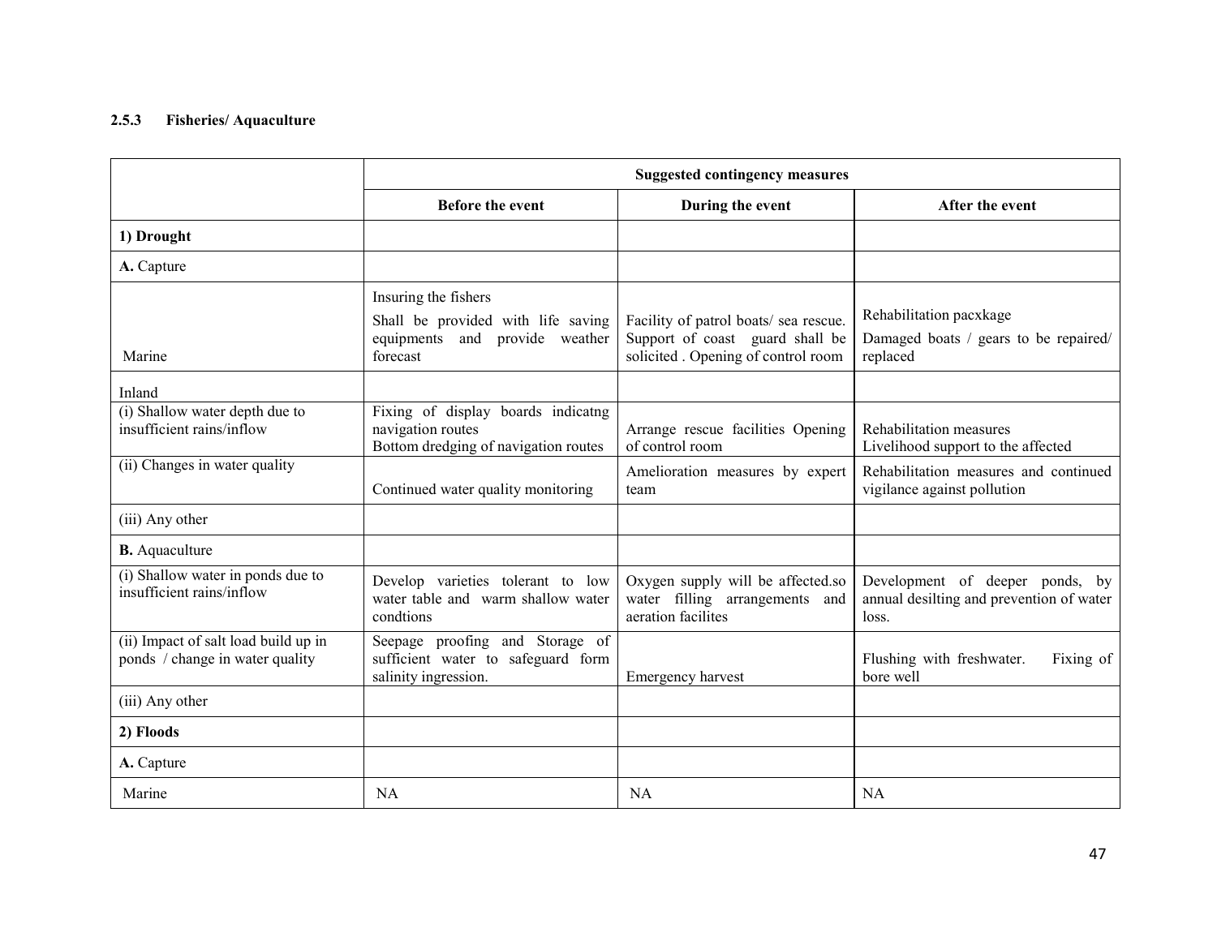### 2.5.3 Fisheries/ Aquaculture

| | Suggested contingency measures | | |
|---|---|---|---|
| | **Before the event** | **During the event** | **After the event** |
| **1) Drought** | | | |
| **A.** Capture | | | |
| Marine | Insuring the fishers<br>Shall be provided with life saving equipments and provide weather forecast | Facility of patrol boats/ sea rescue. Support of coast guard shall be solicited . Opening of control room | Rehabilitation pacxkage<br>Damaged boats / gears to be repaired/ replaced |
| Inland | | | |
| (i) Shallow water depth due to insufficient rains/inflow | Fixing of display boards indicatng navigation routes<br>Bottom dredging of navigation routes | Arrange rescue facilities Opening of control room | Rehabilitation measures<br>Livelihood support to the affected |
| (ii) Changes in water quality | Continued water quality monitoring | Amelioration measures by expert team | Rehabilitation measures and continued vigilance against pollution |
| (iii) Any other | | | |
| **B.** Aquaculture | | | |
| (i) Shallow water in ponds due to insufficient rains/inflow | Develop varieties tolerant to low water table and warm shallow water condtions | Oxygen supply will be affected.so water filling arrangements and aeration facilites | Development of deeper ponds, by annual desilting and prevention of water loss. |
| (ii) Impact of salt load build up in ponds / change in water quality | Seepage proofing and Storage of sufficient water to safeguard form salinity ingression. | Emergency harvest | Flushing with freshwater. Fixing of bore well |
| (iii) Any other | | | |
| **2) Floods** | | | |
| **A.** Capture | | | |
| Marine | NA | NA | NA |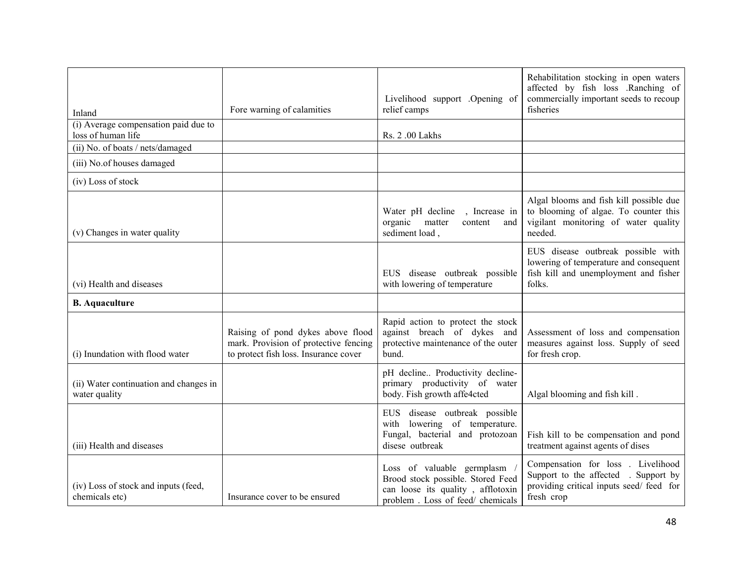| Inland | Fore warning of calamities | Livelihood support .Opening of relief camps | Rehabilitation stocking in open waters affected by fish loss .Ranching of commercially important seeds to recoup fisheries |
|---|---|---|---|
| (i) Average compensation paid due to loss of human life | | Rs. 2 .00 Lakhs | |
| (ii) No. of boats / nets/damaged | | | |
| (iii) No.of houses damaged | | | |
| (iv) Loss of stock | | | |
| (v) Changes in water quality | | Water pH decline , Increase in organic matter content and sediment load , | Algal blooms and fish kill possible due to blooming of algae. To counter this vigilant monitoring of water quality needed. |
| (vi) Health and diseases | | EUS disease outbreak possible with lowering of temperature | EUS disease outbreak possible with lowering of temperature and consequent fish kill and unemployment and fisher folks. |
| **B. Aquaculture** | | | |
| (i) Inundation with flood water | Raising of pond dykes above flood mark. Provision of protective fencing to protect fish loss. Insurance cover | Rapid action to protect the stock against breach of dykes and protective maintenance of the outer bund. | Assessment of loss and compensation measures against loss. Supply of seed for fresh crop. |
| (ii) Water continuation and changes in water quality | | pH decline.. Productivity decline- primary productivity of water body. Fish growth affe4cted | Algal blooming and fish kill . |
| (iii) Health and diseases | | EUS disease outbreak possible with lowering of temperature. Fungal, bacterial and protozoan disese outbreak | Fish kill to be compensation and pond treatment against agents of dises |
| (iv) Loss of stock and inputs (feed, chemicals etc) | Insurance cover to be ensured | Loss of valuable germplasm / Brood stock possible. Stored Feed can loose its quality , afflotoxin problem . Loss of feed/ chemicals | Compensation for loss . Livelihood Support to the affected . Support by providing critical inputs seed/ feed for fresh crop |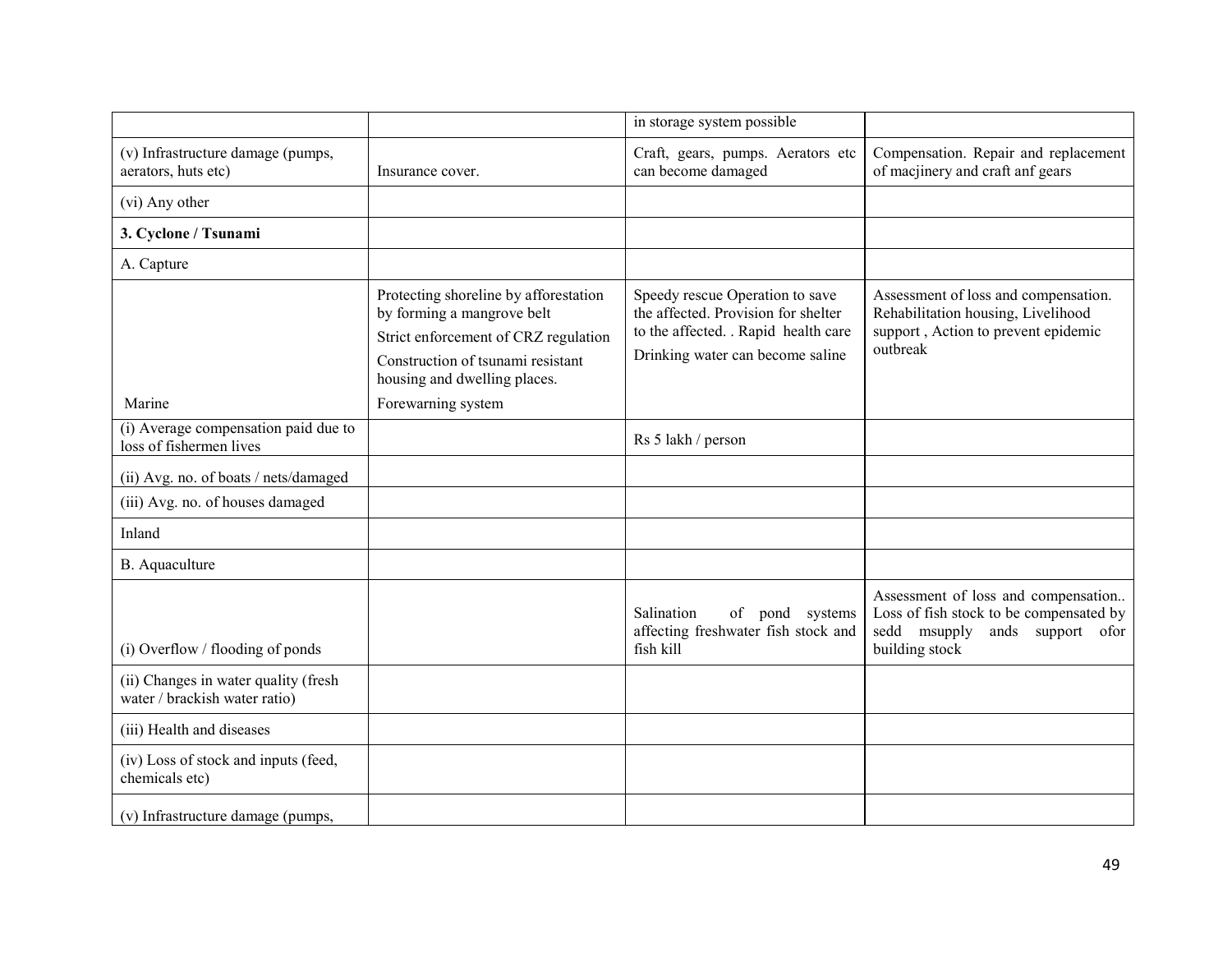| | | in storage system possible | |
|---|---|---|---|
| (v) Infrastructure damage (pumps, aerators, huts etc) | Insurance cover. | Craft, gears, pumps. Aerators etc can become damaged | Compensation. Repair and replacement of macjinery and craft anf gears |
| (vi) Any other | | | |
| **3. Cyclone / Tsunami** | | | |
| A. Capture | | | |
| Marine | Protecting shoreline by afforestation by forming a mangrove belt<br>Strict enforcement of CRZ regulation<br>Construction of tsunami resistant housing and dwelling places.<br>Forewarning system | Speedy rescue Operation to save the affected. Provision for shelter to the affected. . Rapid health care<br>Drinking water can become saline | Assessment of loss and compensation. Rehabilitation housing, Livelihood support , Action to prevent epidemic outbreak |
| (i) Average compensation paid due to loss of fishermen lives | | Rs 5 lakh / person | |
| (ii) Avg. no. of boats / nets/damaged | | | |
| (iii) Avg. no. of houses damaged | | | |
| Inland | | | |
| B. Aquaculture | | | |
| (i) Overflow / flooding of ponds | | Salination of pond systems affecting freshwater fish stock and fish kill | Assessment of loss and compensation.. Loss of fish stock to be compensated by sedd msupply ands support ofor building stock |
| (ii) Changes in water quality (fresh water / brackish water ratio) | | | |
| (iii) Health and diseases | | | |
| (iv) Loss of stock and inputs (feed, chemicals etc) | | | |
| (v) Infrastructure damage (pumps, | | | |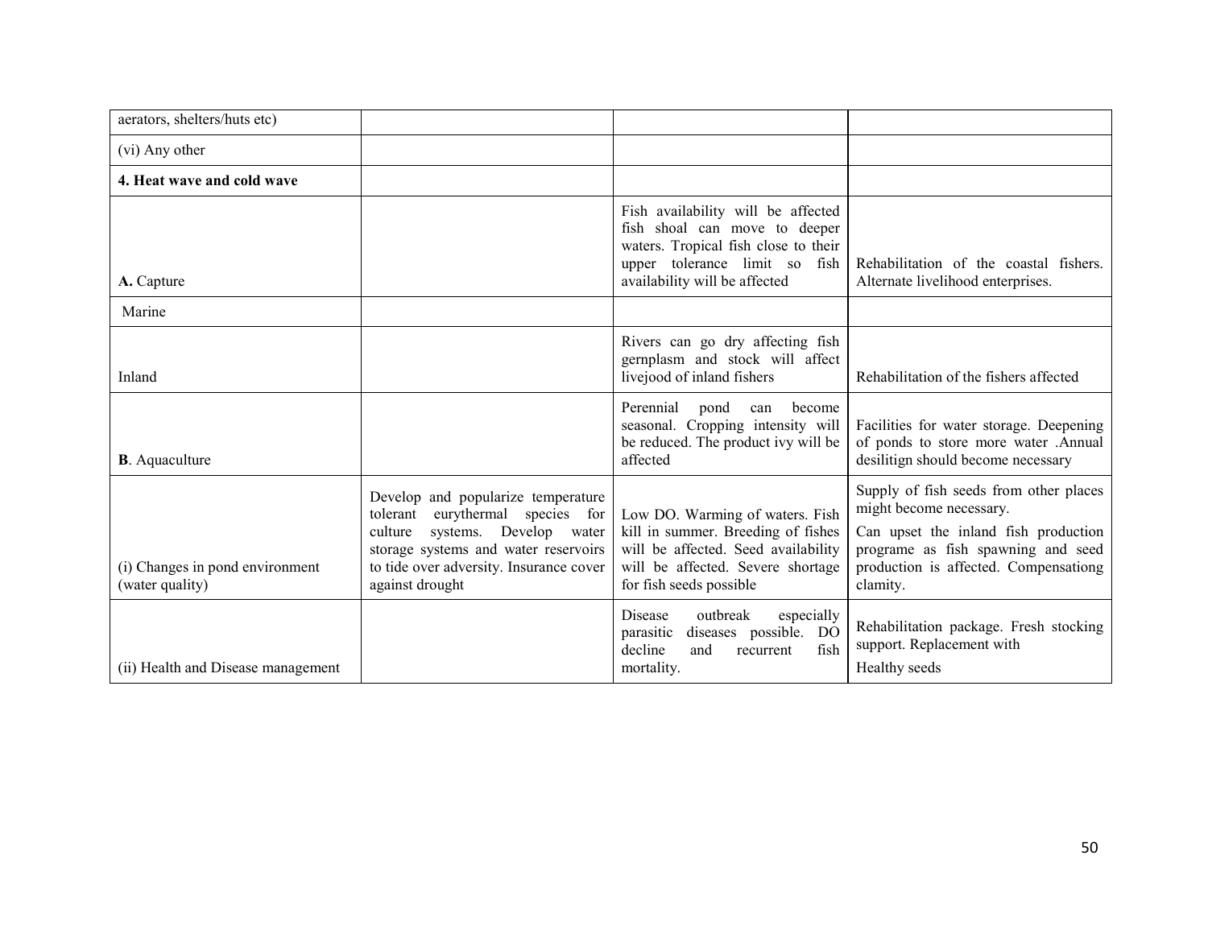| | | | |
|---|---|---|---|
| aerators, shelters/huts etc) | | | |
| (vi) Any other | | | |
| **4. Heat wave and cold wave** | | | |
| **A.** Capture | | Fish availability will be affected fish shoal can move to deeper waters. Tropical fish close to their upper tolerance limit so fish availability will be affected | Rehabilitation of the coastal fishers. Alternate livelihood enterprises. |
| Marine | | | |
| Inland | | Rivers can go dry affecting fish gernplasm and stock will affect livejood of inland fishers | Rehabilitation of the fishers affected |
| **B**. Aquaculture | | Perennial pond can become seasonal. Cropping intensity will be reduced. The product ivy will be affected | Facilities for water storage. Deepening of ponds to store more water .Annual desilitign should become necessary |
| (i) Changes in pond environment (water quality) | Develop and popularize temperature tolerant eurythermal species for culture systems. Develop water storage systems and water reservoirs to tide over adversity. Insurance cover against drought | Low DO. Warming of waters. Fish kill in summer. Breeding of fishes will be affected. Seed availability will be affected. Severe shortage for fish seeds possible | Supply of fish seeds from other places might become necessary. Can upset the inland fish production programe as fish spawning and seed production is affected. Compensationg clamity. |
| (ii) Health and Disease management | | Disease outbreak especially parasitic diseases possible. DO decline and recurrent fish mortality. | Rehabilitation package. Fresh stocking support. Replacement with Healthy seeds |